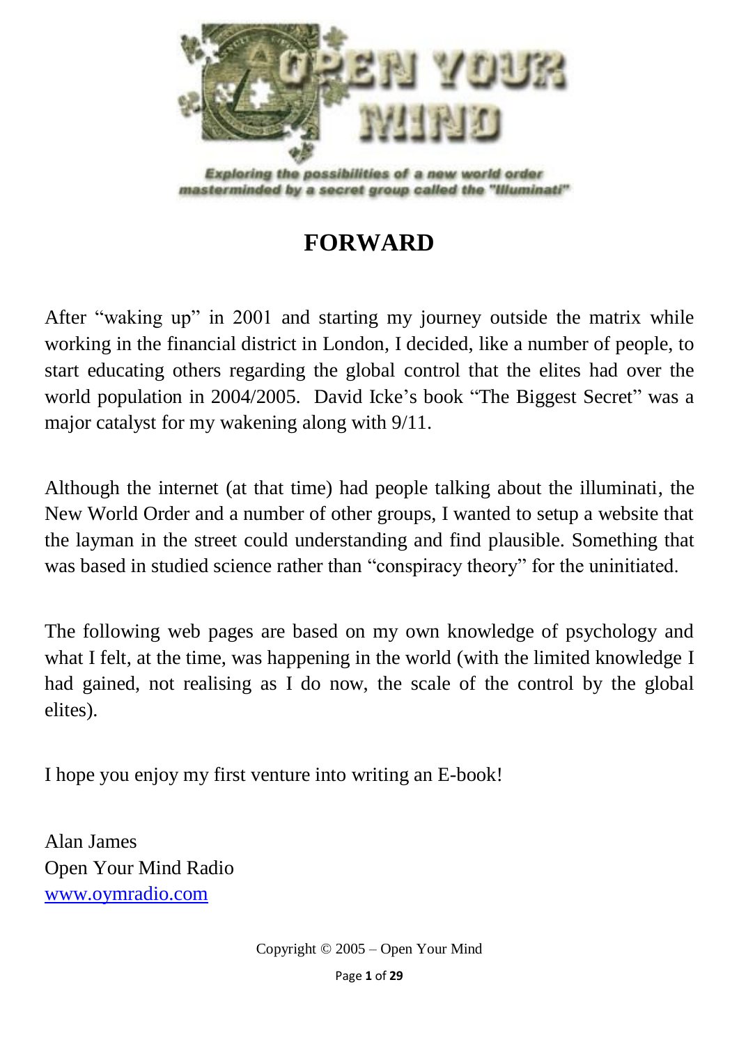OPEN YOUR MIND

Exploring the possibilities of a new world order masterminded by a secret group called the "Illuminati"

# FORWARD

After "waking up" in 2001 and starting my journey outside the matrix while working in the financial district in London, I decided, like a number of people, to start educating others regarding the global control that the elites had over the world population in 2004/2005. David Icke's book "The Biggest Secret" was a major catalyst for my wakening along with 9/11.

Although the internet (at that time) had people talking about the illuminati, the New World Order and a number of other groups, I wanted to setup a website that the layman in the street could understanding and find plausible. Something that was based in studied science rather than "conspiracy theory" for the uninitiated.

The following web pages are based on my own knowledge of psychology and what I felt, at the time, was happening in the world (with the limited knowledge I had gained, not realising as I do now, the scale of the control by the global elites).

I hope you enjoy my first venture into writing an E-book!

Alan James
Open Your Mind Radio
[www.oymradio.com](http://www.oymradio.com)

Copyright © 2005 – Open Your Mind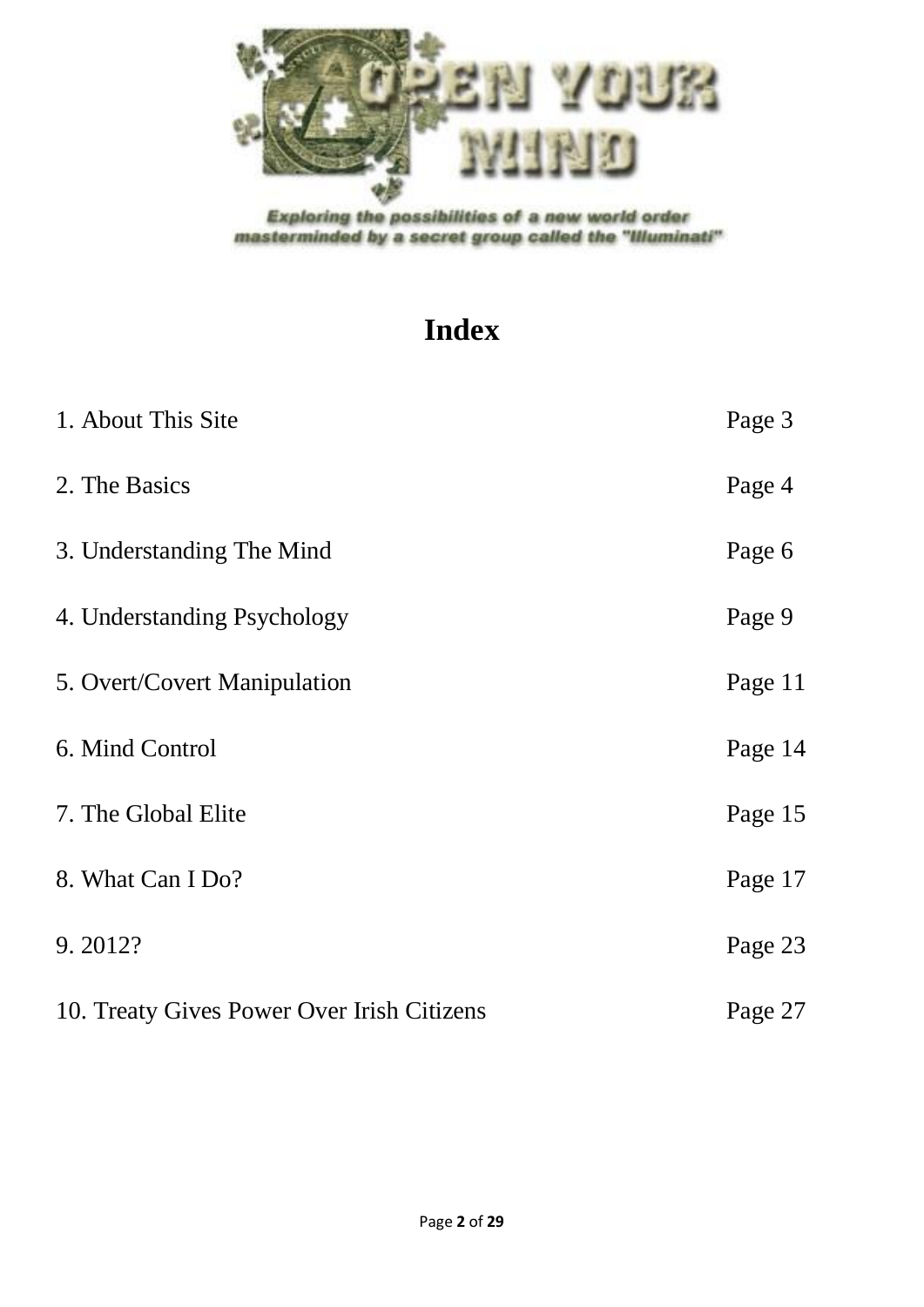OPEN YOUR MIND

Exploring the possibilities of a new world order masterminded by a secret group called the "Illuminati"

# Index

| | |
|---|---|
| 1. About This Site | Page 3 |
| 2. The Basics | Page 4 |
| 3. Understanding The Mind | Page 6 |
| 4. Understanding Psychology | Page 9 |
| 5. Overt/Covert Manipulation | Page 11 |
| 6. Mind Control | Page 14 |
| 7. The Global Elite | Page 15 |
| 8. What Can I Do? | Page 17 |
| 9. 2012? | Page 23 |
| 10. Treaty Gives Power Over Irish Citizens | Page 27 |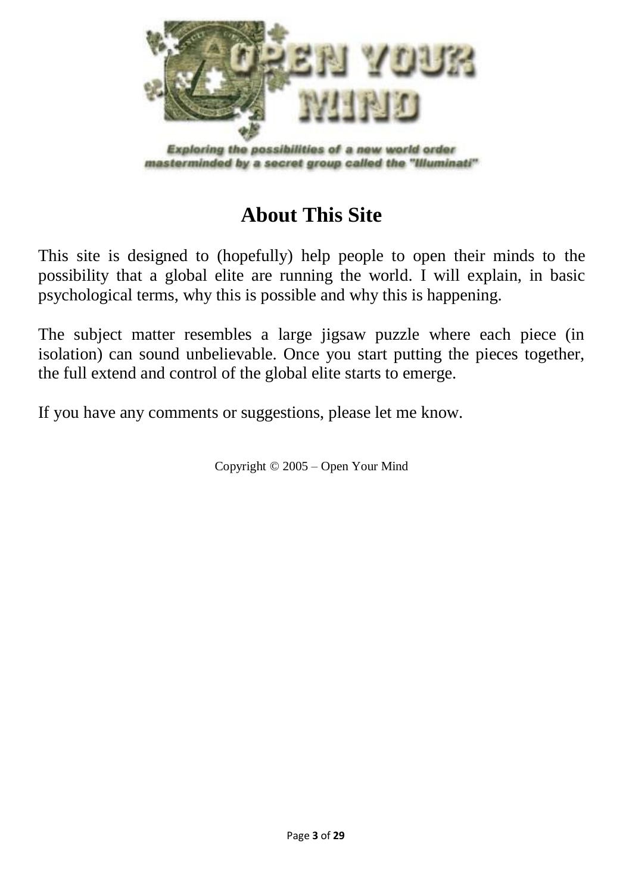OPEN YOUR MIND

*Exploring the possibilities of a new world order masterminded by a secret group called the "Illuminati"*

# About This Site

This site is designed to (hopefully) help people to open their minds to the possibility that a global elite are running the world. I will explain, in basic psychological terms, why this is possible and why this is happening.

The subject matter resembles a large jigsaw puzzle where each piece (in isolation) can sound unbelievable. Once you start putting the pieces together, the full extend and control of the global elite starts to emerge.

If you have any comments or suggestions, please let me know.

Copyright © 2005 – Open Your Mind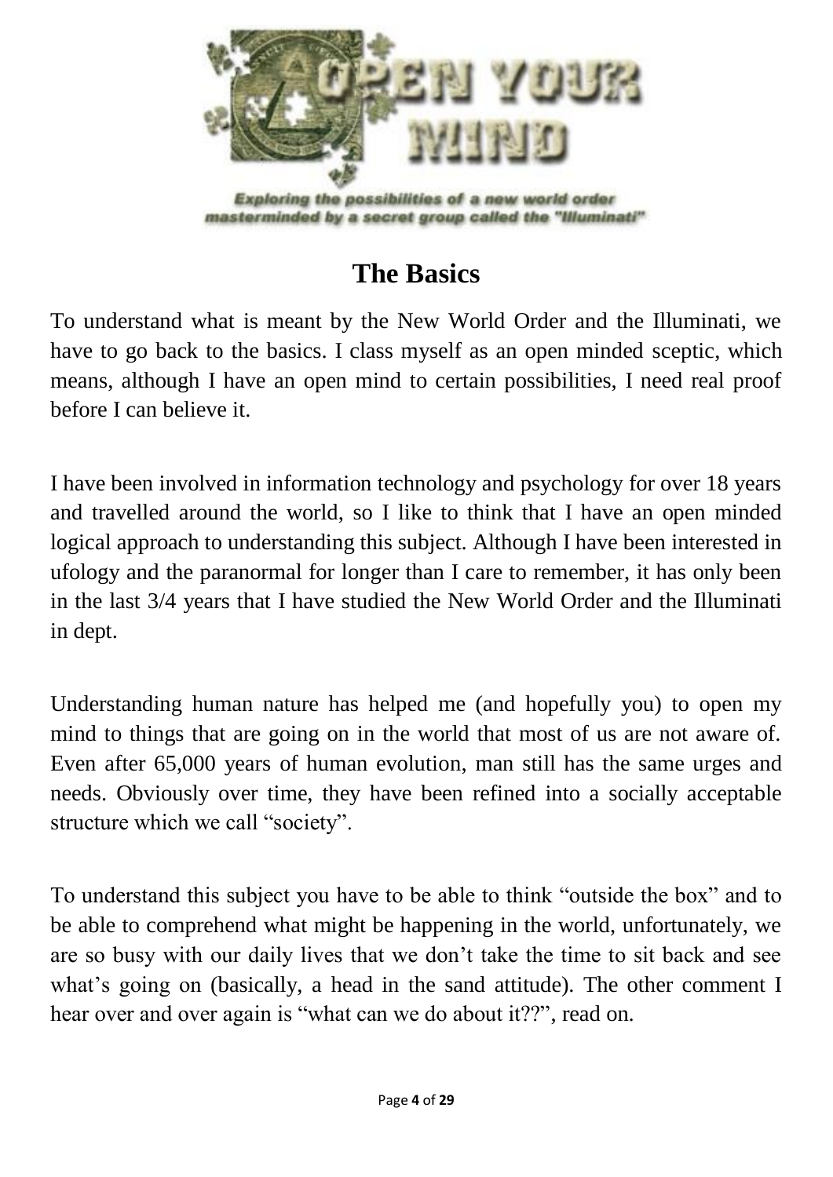Exploring the possibilities of a new world order masterminded by a secret group called the "Illuminati"

## The Basics

To understand what is meant by the New World Order and the Illuminati, we have to go back to the basics. I class myself as an open minded sceptic, which means, although I have an open mind to certain possibilities, I need real proof before I can believe it.

I have been involved in information technology and psychology for over 18 years and travelled around the world, so I like to think that I have an open minded logical approach to understanding this subject. Although I have been interested in ufology and the paranormal for longer than I care to remember, it has only been in the last 3/4 years that I have studied the New World Order and the Illuminati in dept.

Understanding human nature has helped me (and hopefully you) to open my mind to things that are going on in the world that most of us are not aware of. Even after 65,000 years of human evolution, man still has the same urges and needs. Obviously over time, they have been refined into a socially acceptable structure which we call "society".

To understand this subject you have to be able to think "outside the box" and to be able to comprehend what might be happening in the world, unfortunately, we are so busy with our daily lives that we don't take the time to sit back and see what's going on (basically, a head in the sand attitude). The other comment I hear over and over again is "what can we do about it??", read on.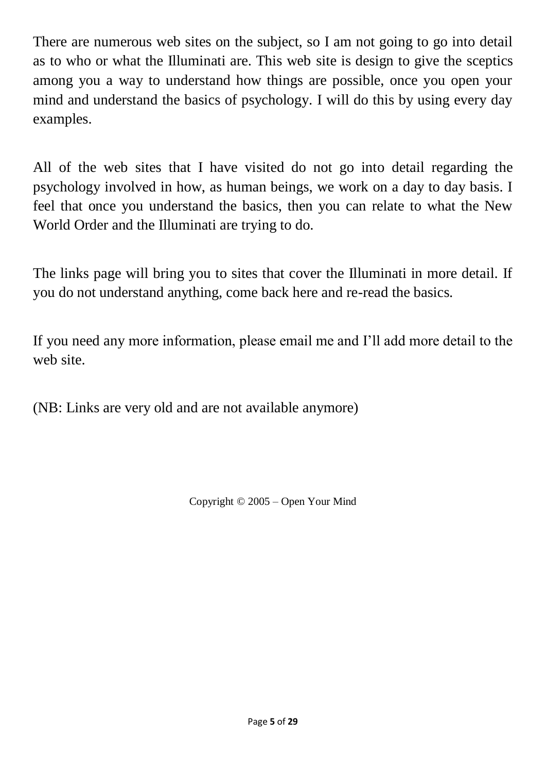There are numerous web sites on the subject, so I am not going to go into detail as to who or what the Illuminati are. This web site is design to give the sceptics among you a way to understand how things are possible, once you open your mind and understand the basics of psychology. I will do this by using every day examples.

All of the web sites that I have visited do not go into detail regarding the psychology involved in how, as human beings, we work on a day to day basis. I feel that once you understand the basics, then you can relate to what the New World Order and the Illuminati are trying to do.

The links page will bring you to sites that cover the Illuminati in more detail. If you do not understand anything, come back here and re-read the basics.

If you need any more information, please email me and I'll add more detail to the web site.

(NB: Links are very old and are not available anymore)

Copyright © 2005 – Open Your Mind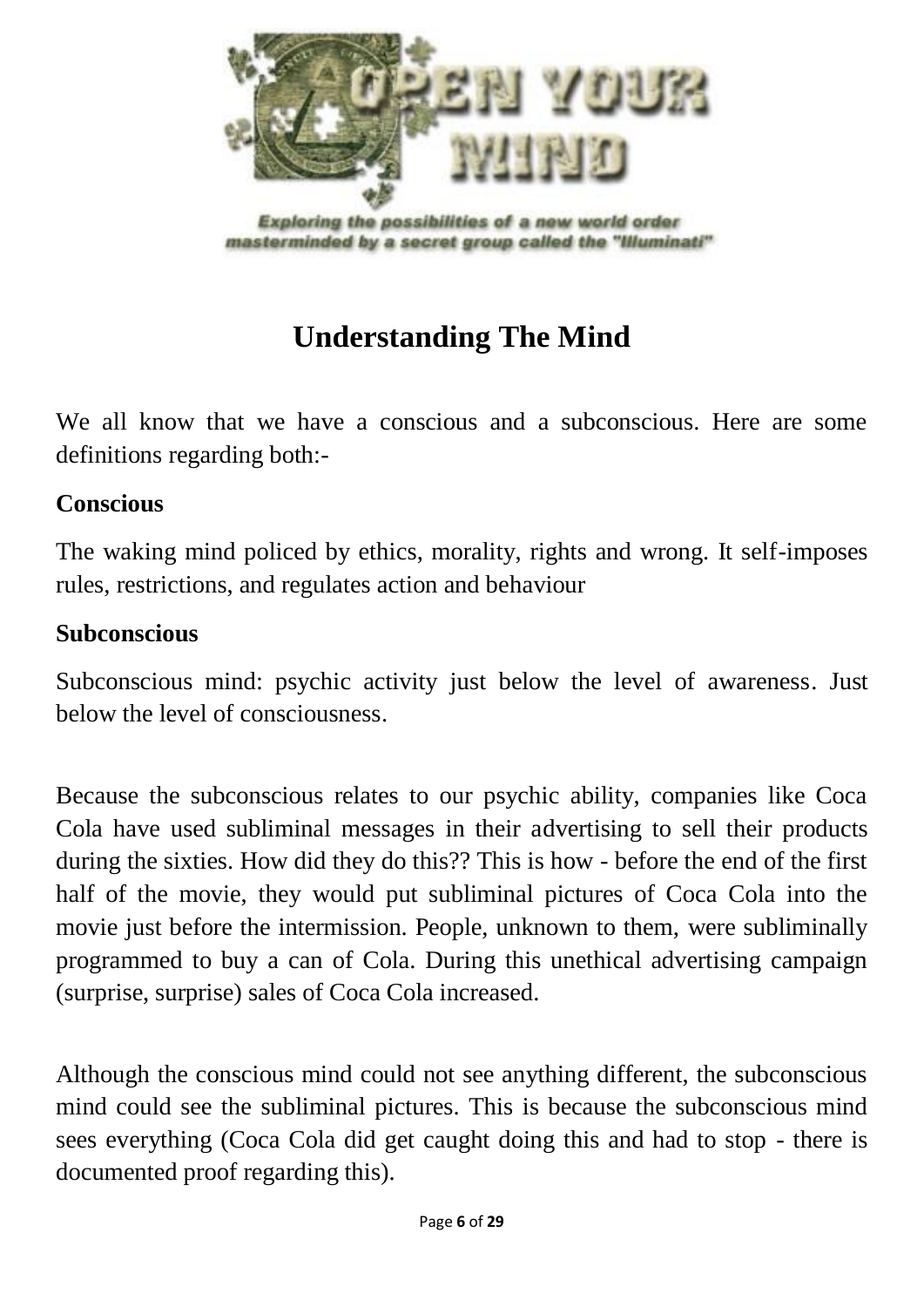# Understanding The Mind

We all know that we have a conscious and a subconscious. Here are some definitions regarding both:-

**Conscious**

The waking mind policed by ethics, morality, rights and wrong. It self-imposes rules, restrictions, and regulates action and behaviour

**Subconscious**

Subconscious mind: psychic activity just below the level of awareness. Just below the level of consciousness.

Because the subconscious relates to our psychic ability, companies like Coca Cola have used subliminal messages in their advertising to sell their products during the sixties. How did they do this?? This is how - before the end of the first half of the movie, they would put subliminal pictures of Coca Cola into the movie just before the intermission. People, unknown to them, were subliminally programmed to buy a can of Cola. During this unethical advertising campaign (surprise, surprise) sales of Coca Cola increased.

Although the conscious mind could not see anything different, the subconscious mind could see the subliminal pictures. This is because the subconscious mind sees everything (Coca Cola did get caught doing this and had to stop - there is documented proof regarding this).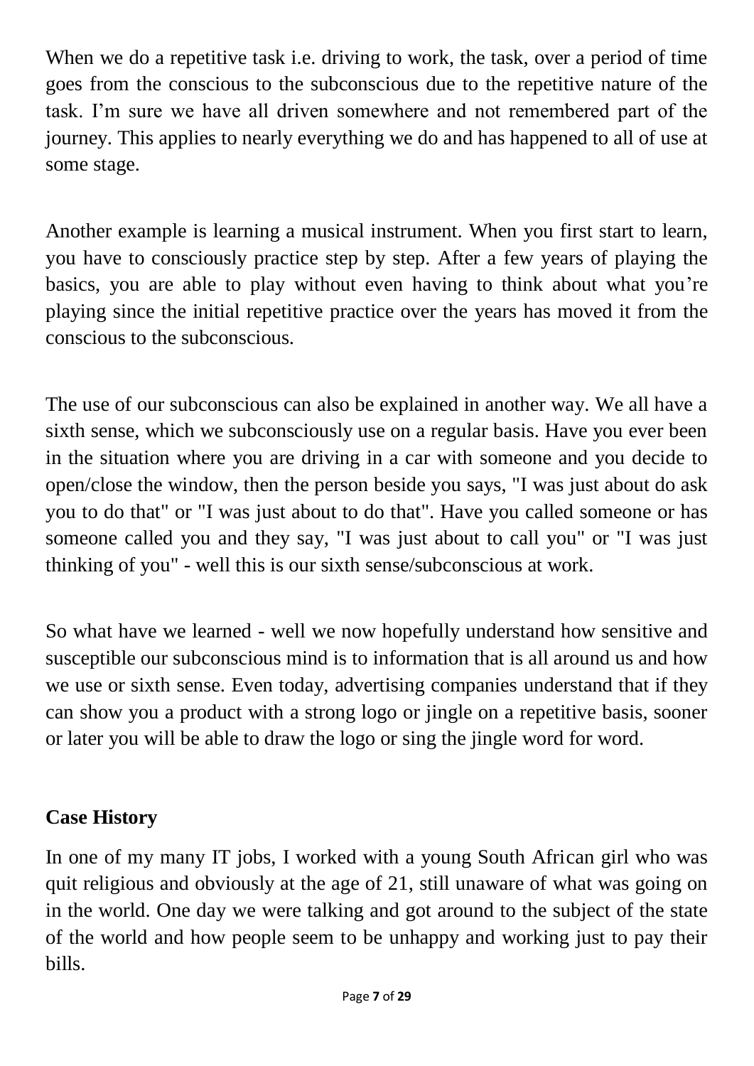When we do a repetitive task i.e. driving to work, the task, over a period of time goes from the conscious to the subconscious due to the repetitive nature of the task. I'm sure we have all driven somewhere and not remembered part of the journey. This applies to nearly everything we do and has happened to all of use at some stage.

Another example is learning a musical instrument. When you first start to learn, you have to consciously practice step by step. After a few years of playing the basics, you are able to play without even having to think about what you're playing since the initial repetitive practice over the years has moved it from the conscious to the subconscious.

The use of our subconscious can also be explained in another way. We all have a sixth sense, which we subconsciously use on a regular basis. Have you ever been in the situation where you are driving in a car with someone and you decide to open/close the window, then the person beside you says, "I was just about do ask you to do that" or "I was just about to do that". Have you called someone or has someone called you and they say, "I was just about to call you" or "I was just thinking of you" - well this is our sixth sense/subconscious at work.

So what have we learned - well we now hopefully understand how sensitive and susceptible our subconscious mind is to information that is all around us and how we use or sixth sense. Even today, advertising companies understand that if they can show you a product with a strong logo or jingle on a repetitive basis, sooner or later you will be able to draw the logo or sing the jingle word for word.

## Case History

In one of my many IT jobs, I worked with a young South African girl who was quit religious and obviously at the age of 21, still unaware of what was going on in the world. One day we were talking and got around to the subject of the state of the world and how people seem to be unhappy and working just to pay their bills.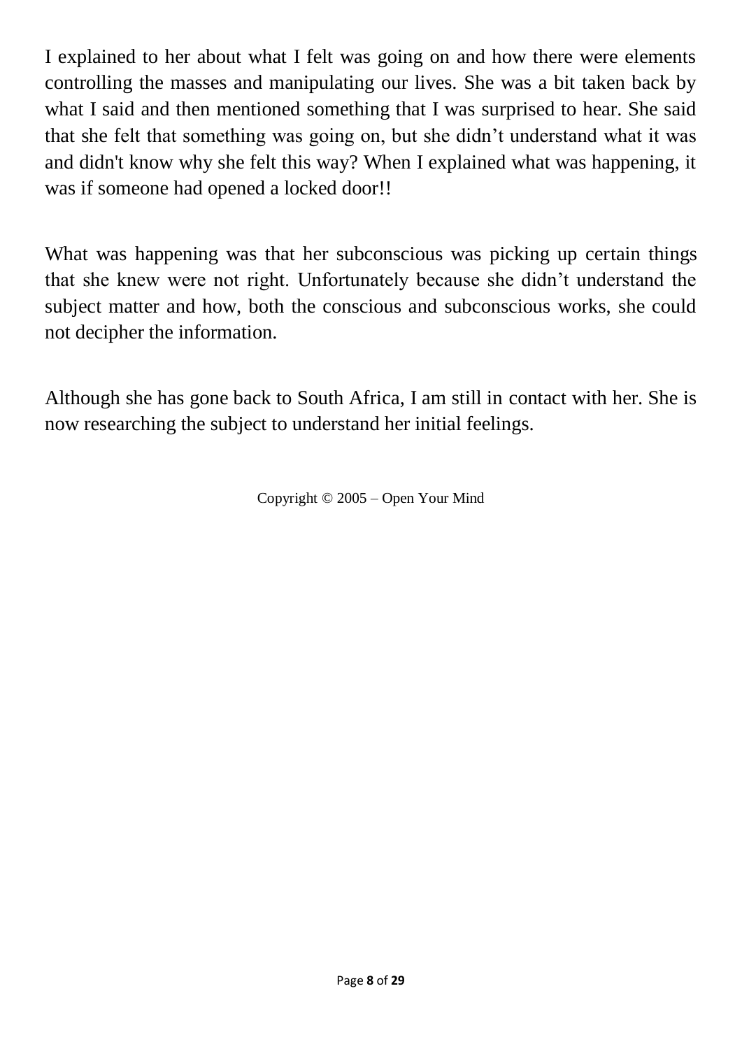I explained to her about what I felt was going on and how there were elements controlling the masses and manipulating our lives. She was a bit taken back by what I said and then mentioned something that I was surprised to hear. She said that she felt that something was going on, but she didn't understand what it was and didn't know why she felt this way? When I explained what was happening, it was if someone had opened a locked door!!

What was happening was that her subconscious was picking up certain things that she knew were not right. Unfortunately because she didn't understand the subject matter and how, both the conscious and subconscious works, she could not decipher the information.

Although she has gone back to South Africa, I am still in contact with her. She is now researching the subject to understand her initial feelings.

Copyright © 2005 – Open Your Mind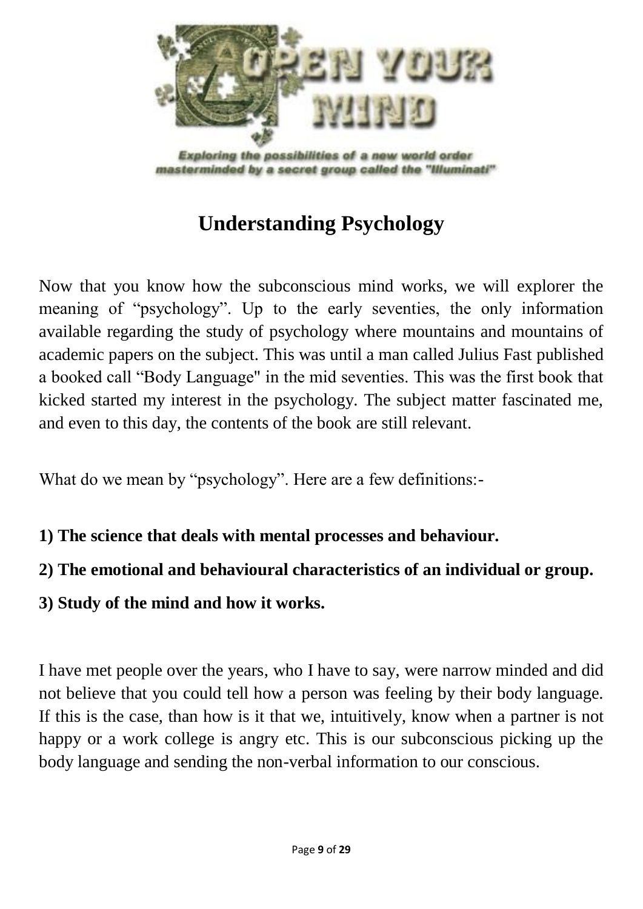# Understanding Psychology

Now that you know how the subconscious mind works, we will explorer the meaning of "psychology". Up to the early seventies, the only information available regarding the study of psychology where mountains and mountains of academic papers on the subject. This was until a man called Julius Fast published a booked call "Body Language" in the mid seventies. This was the first book that kicked started my interest in the psychology. The subject matter fascinated me, and even to this day, the contents of the book are still relevant.

What do we mean by "psychology". Here are a few definitions:-

**1) The science that deals with mental processes and behaviour.**

**2) The emotional and behavioural characteristics of an individual or group.**

**3) Study of the mind and how it works.**

I have met people over the years, who I have to say, were narrow minded and did not believe that you could tell how a person was feeling by their body language. If this is the case, than how is it that we, intuitively, know when a partner is not happy or a work college is angry etc. This is our subconscious picking up the body language and sending the non-verbal information to our conscious.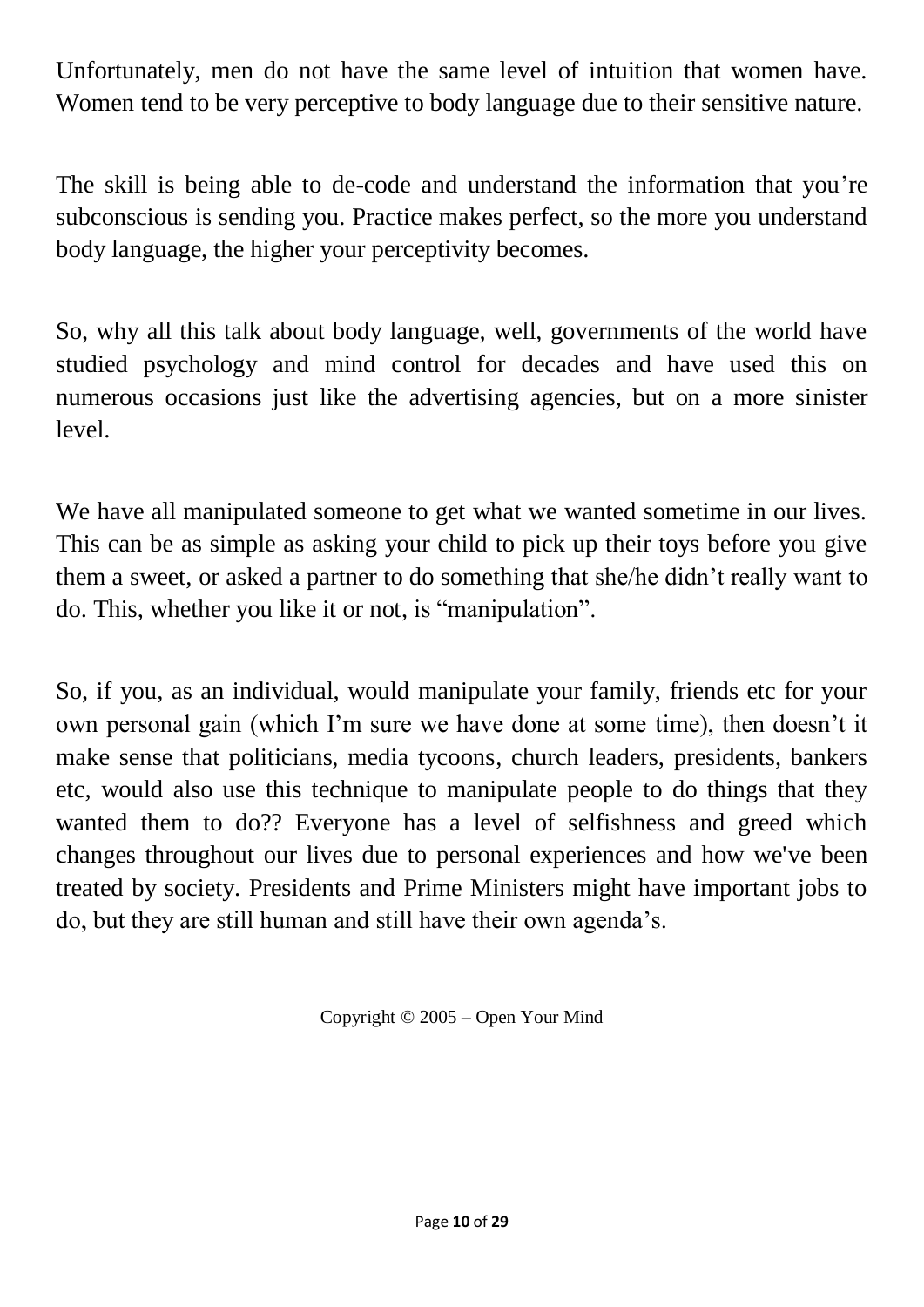Unfortunately, men do not have the same level of intuition that women have. Women tend to be very perceptive to body language due to their sensitive nature.

The skill is being able to de-code and understand the information that you're subconscious is sending you. Practice makes perfect, so the more you understand body language, the higher your perceptivity becomes.

So, why all this talk about body language, well, governments of the world have studied psychology and mind control for decades and have used this on numerous occasions just like the advertising agencies, but on a more sinister level.

We have all manipulated someone to get what we wanted sometime in our lives. This can be as simple as asking your child to pick up their toys before you give them a sweet, or asked a partner to do something that she/he didn't really want to do. This, whether you like it or not, is "manipulation".

So, if you, as an individual, would manipulate your family, friends etc for your own personal gain (which I'm sure we have done at some time), then doesn't it make sense that politicians, media tycoons, church leaders, presidents, bankers etc, would also use this technique to manipulate people to do things that they wanted them to do?? Everyone has a level of selfishness and greed which changes throughout our lives due to personal experiences and how we've been treated by society. Presidents and Prime Ministers might have important jobs to do, but they are still human and still have their own agenda's.

Copyright © 2005 – Open Your Mind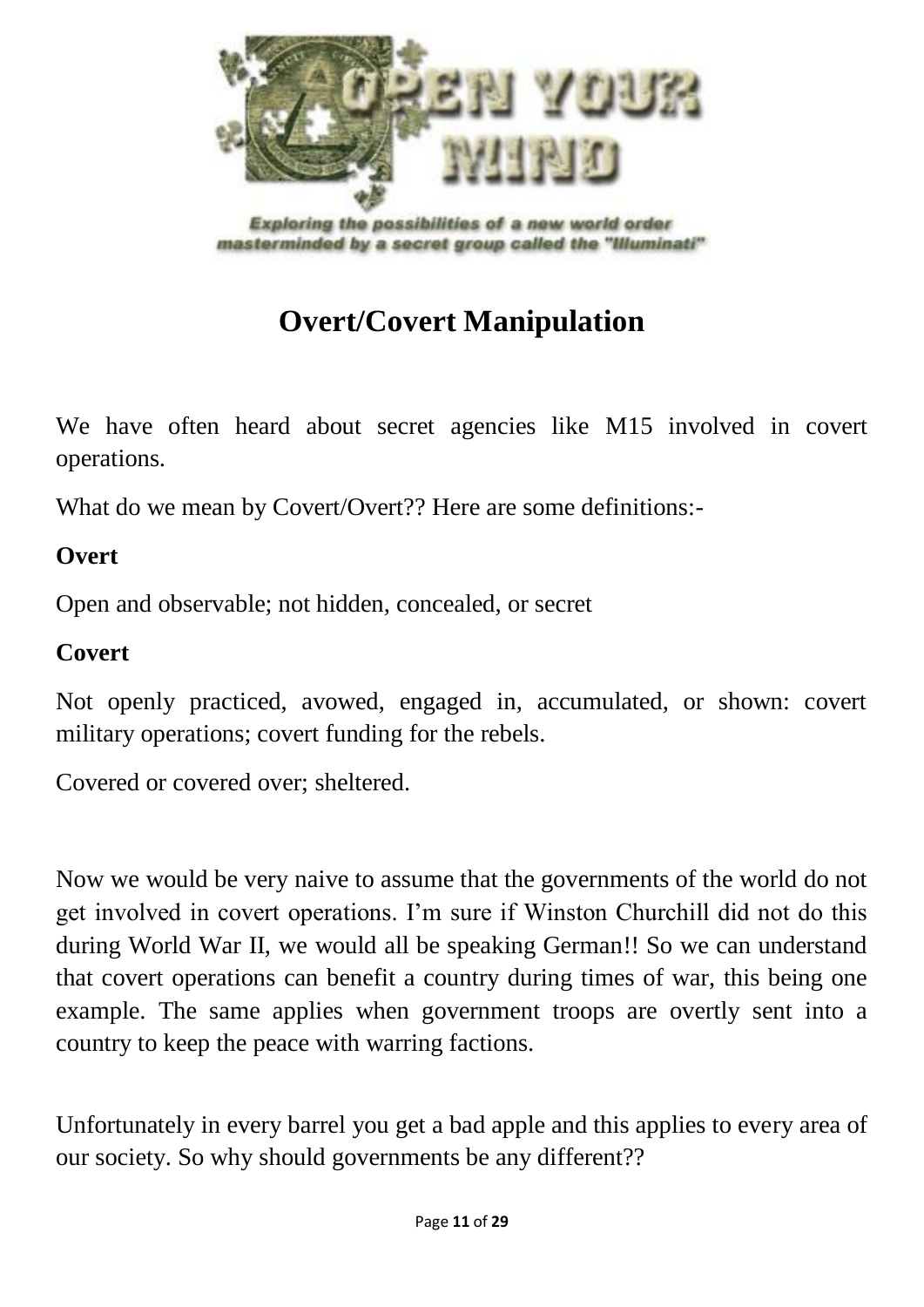# Overt/Covert Manipulation

We have often heard about secret agencies like M15 involved in covert operations.

What do we mean by Covert/Overt?? Here are some definitions:-

**Overt**

Open and observable; not hidden, concealed, or secret

**Covert**

Not openly practiced, avowed, engaged in, accumulated, or shown: covert military operations; covert funding for the rebels.

Covered or covered over; sheltered.

Now we would be very naive to assume that the governments of the world do not get involved in covert operations. I'm sure if Winston Churchill did not do this during World War II, we would all be speaking German!! So we can understand that covert operations can benefit a country during times of war, this being one example. The same applies when government troops are overtly sent into a country to keep the peace with warring factions.

Unfortunately in every barrel you get a bad apple and this applies to every area of our society. So why should governments be any different??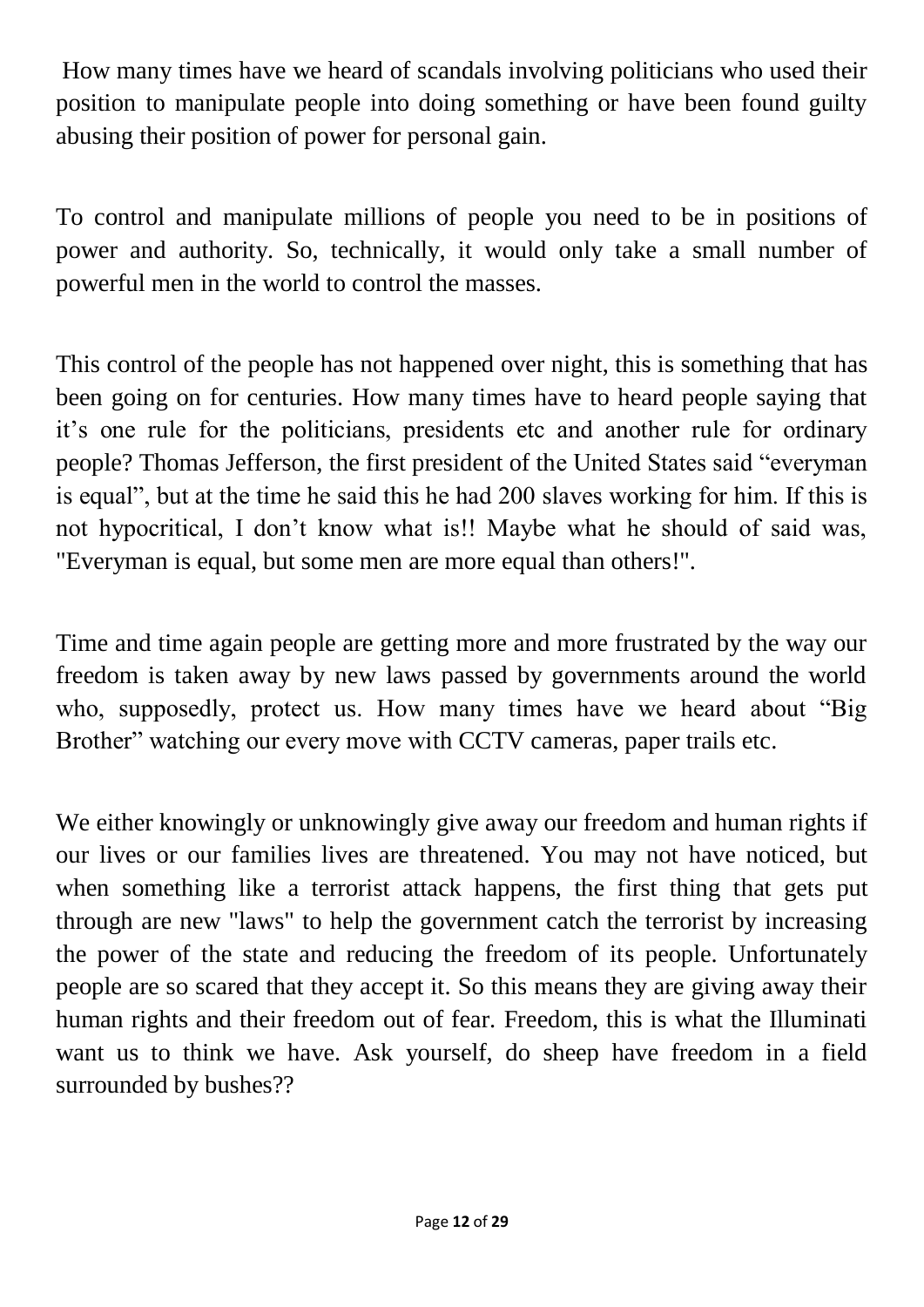How many times have we heard of scandals involving politicians who used their position to manipulate people into doing something or have been found guilty abusing their position of power for personal gain.

To control and manipulate millions of people you need to be in positions of power and authority. So, technically, it would only take a small number of powerful men in the world to control the masses.

This control of the people has not happened over night, this is something that has been going on for centuries. How many times have to heard people saying that it's one rule for the politicians, presidents etc and another rule for ordinary people? Thomas Jefferson, the first president of the United States said "everyman is equal", but at the time he said this he had 200 slaves working for him. If this is not hypocritical, I don't know what is!! Maybe what he should of said was, "Everyman is equal, but some men are more equal than others!".

Time and time again people are getting more and more frustrated by the way our freedom is taken away by new laws passed by governments around the world who, supposedly, protect us. How many times have we heard about "Big Brother" watching our every move with CCTV cameras, paper trails etc.

We either knowingly or unknowingly give away our freedom and human rights if our lives or our families lives are threatened. You may not have noticed, but when something like a terrorist attack happens, the first thing that gets put through are new "laws" to help the government catch the terrorist by increasing the power of the state and reducing the freedom of its people. Unfortunately people are so scared that they accept it. So this means they are giving away their human rights and their freedom out of fear. Freedom, this is what the Illuminati want us to think we have. Ask yourself, do sheep have freedom in a field surrounded by bushes??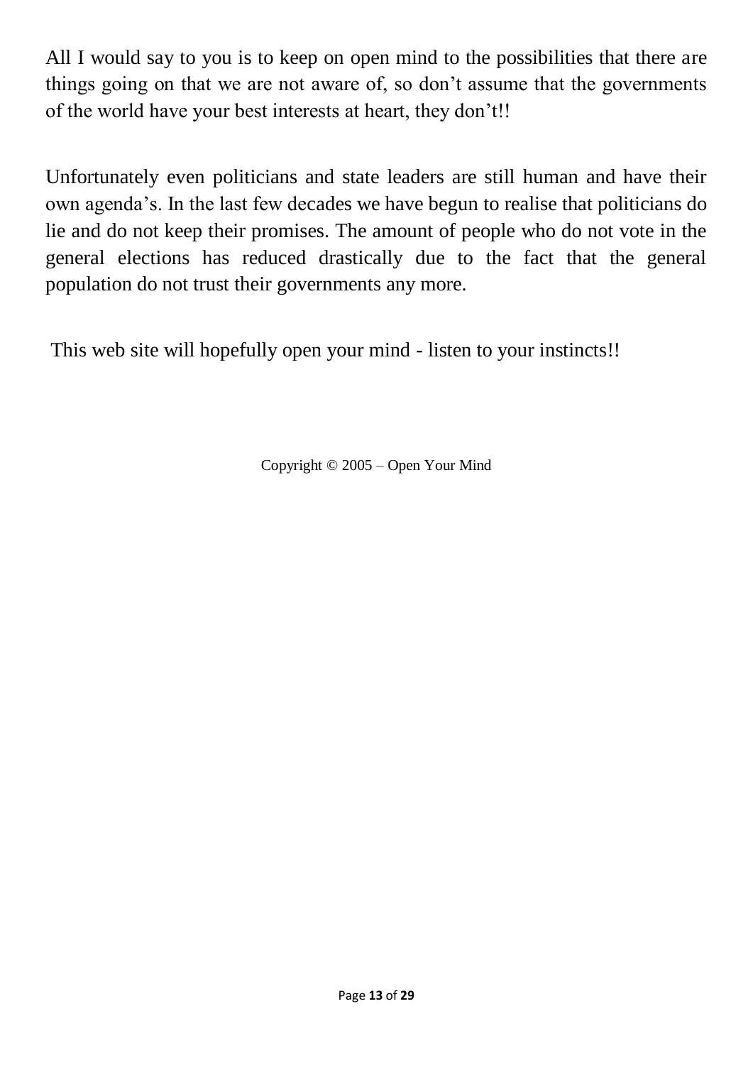All I would say to you is to keep on open mind to the possibilities that there are things going on that we are not aware of, so don't assume that the governments of the world have your best interests at heart, they don't!!

Unfortunately even politicians and state leaders are still human and have their own agenda's. In the last few decades we have begun to realise that politicians do lie and do not keep their promises. The amount of people who do not vote in the general elections has reduced drastically due to the fact that the general population do not trust their governments any more.

This web site will hopefully open your mind - listen to your instincts!!

Copyright © 2005 – Open Your Mind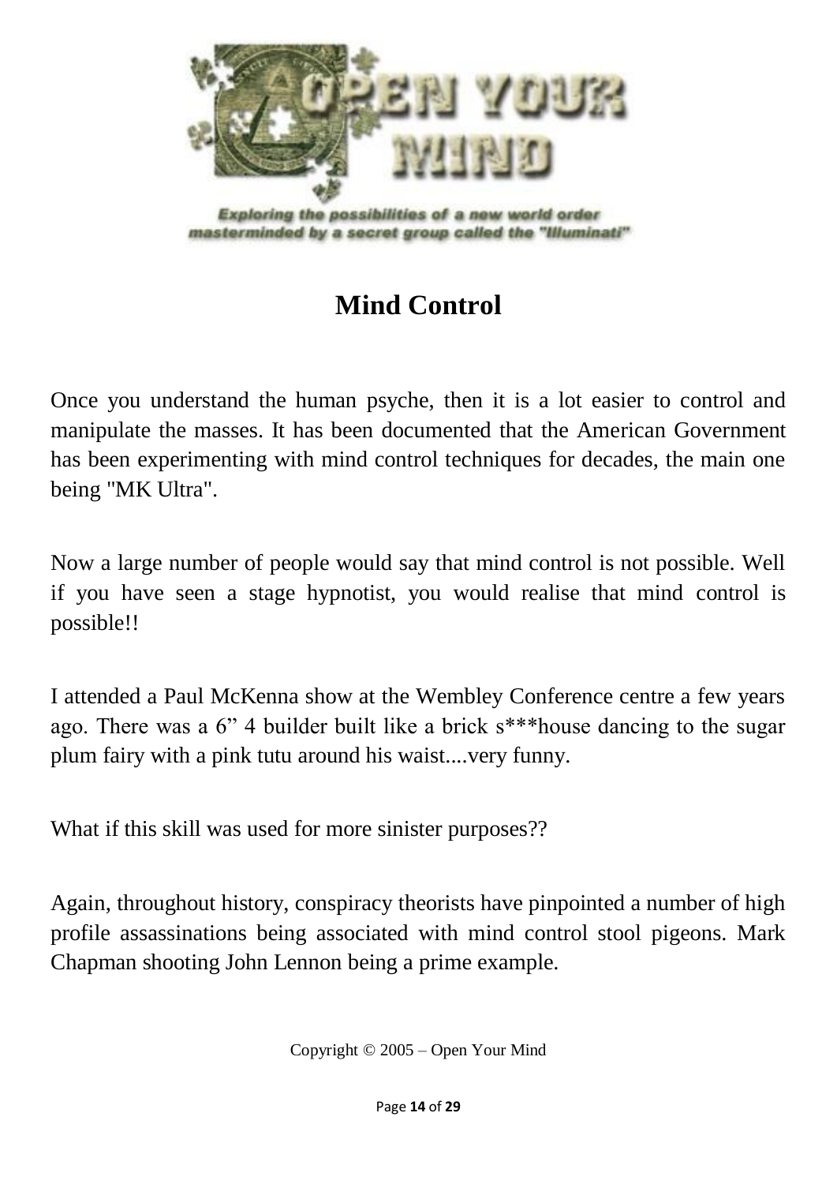Exploring the possibilities of a new world order masterminded by a secret group called the "Illuminati"

## Mind Control

Once you understand the human psyche, then it is a lot easier to control and manipulate the masses. It has been documented that the American Government has been experimenting with mind control techniques for decades, the main one being "MK Ultra".

Now a large number of people would say that mind control is not possible. Well if you have seen a stage hypnotist, you would realise that mind control is possible!!

I attended a Paul McKenna show at the Wembley Conference centre a few years ago. There was a 6" 4 builder built like a brick s***house dancing to the sugar plum fairy with a pink tutu around his waist....very funny.

What if this skill was used for more sinister purposes??

Again, throughout history, conspiracy theorists have pinpointed a number of high profile assassinations being associated with mind control stool pigeons. Mark Chapman shooting John Lennon being a prime example.

Copyright © 2005 – Open Your Mind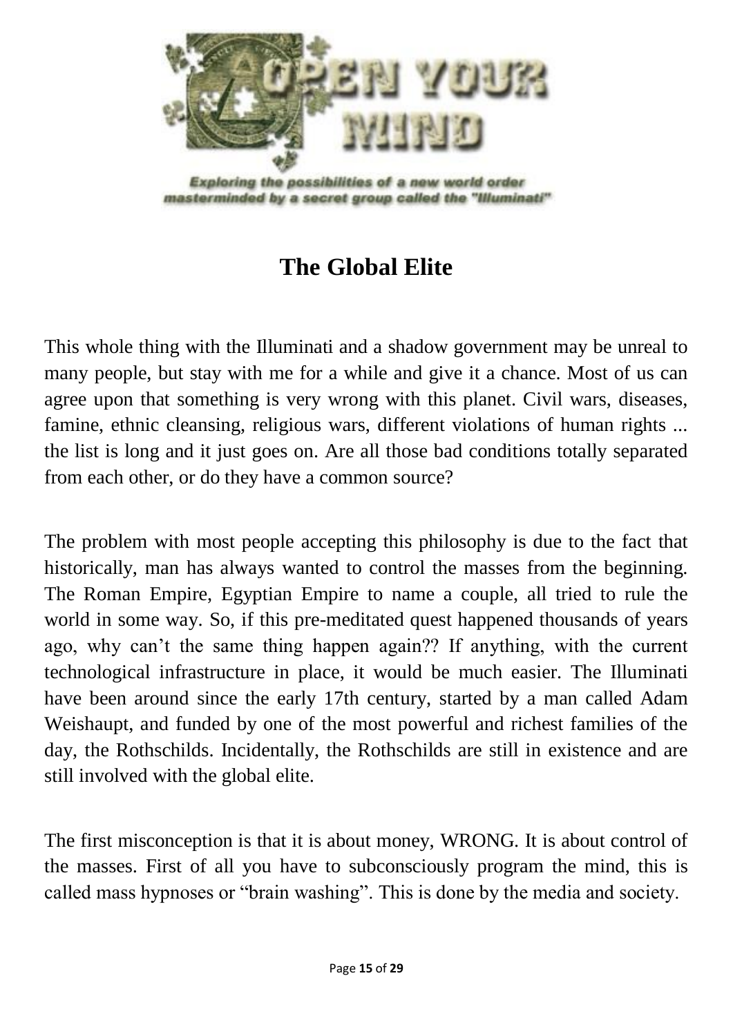# The Global Elite

This whole thing with the Illuminati and a shadow government may be unreal to many people, but stay with me for a while and give it a chance. Most of us can agree upon that something is very wrong with this planet. Civil wars, diseases, famine, ethnic cleansing, religious wars, different violations of human rights ... the list is long and it just goes on. Are all those bad conditions totally separated from each other, or do they have a common source?

The problem with most people accepting this philosophy is due to the fact that historically, man has always wanted to control the masses from the beginning. The Roman Empire, Egyptian Empire to name a couple, all tried to rule the world in some way. So, if this pre-meditated quest happened thousands of years ago, why can't the same thing happen again?? If anything, with the current technological infrastructure in place, it would be much easier. The Illuminati have been around since the early 17th century, started by a man called Adam Weishaupt, and funded by one of the most powerful and richest families of the day, the Rothschilds. Incidentally, the Rothschilds are still in existence and are still involved with the global elite.

The first misconception is that it is about money, WRONG. It is about control of the masses. First of all you have to subconsciously program the mind, this is called mass hypnoses or "brain washing". This is done by the media and society.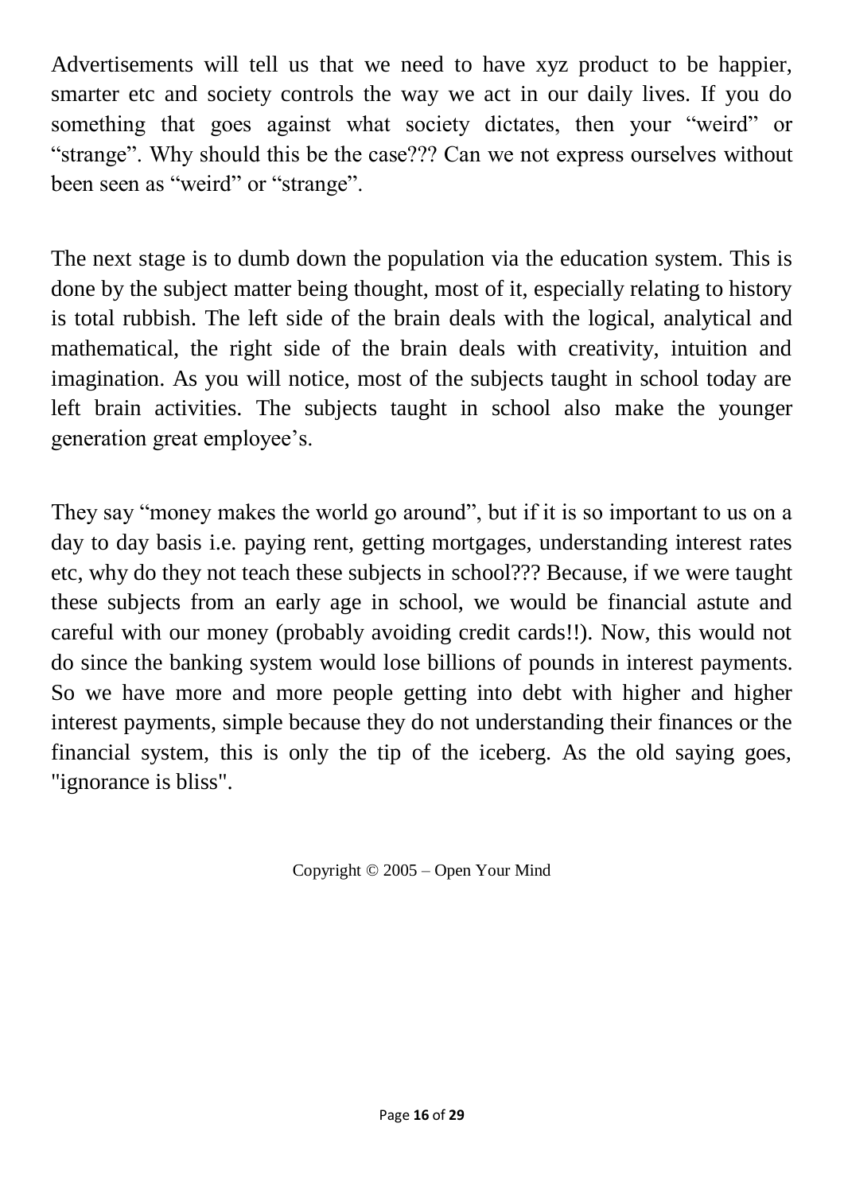Advertisements will tell us that we need to have xyz product to be happier, smarter etc and society controls the way we act in our daily lives. If you do something that goes against what society dictates, then your "weird" or "strange". Why should this be the case??? Can we not express ourselves without been seen as "weird" or "strange".

The next stage is to dumb down the population via the education system. This is done by the subject matter being thought, most of it, especially relating to history is total rubbish. The left side of the brain deals with the logical, analytical and mathematical, the right side of the brain deals with creativity, intuition and imagination. As you will notice, most of the subjects taught in school today are left brain activities. The subjects taught in school also make the younger generation great employee's.

They say "money makes the world go around", but if it is so important to us on a day to day basis i.e. paying rent, getting mortgages, understanding interest rates etc, why do they not teach these subjects in school??? Because, if we were taught these subjects from an early age in school, we would be financial astute and careful with our money (probably avoiding credit cards!!). Now, this would not do since the banking system would lose billions of pounds in interest payments. So we have more and more people getting into debt with higher and higher interest payments, simple because they do not understanding their finances or the financial system, this is only the tip of the iceberg. As the old saying goes, "ignorance is bliss".

Copyright © 2005 – Open Your Mind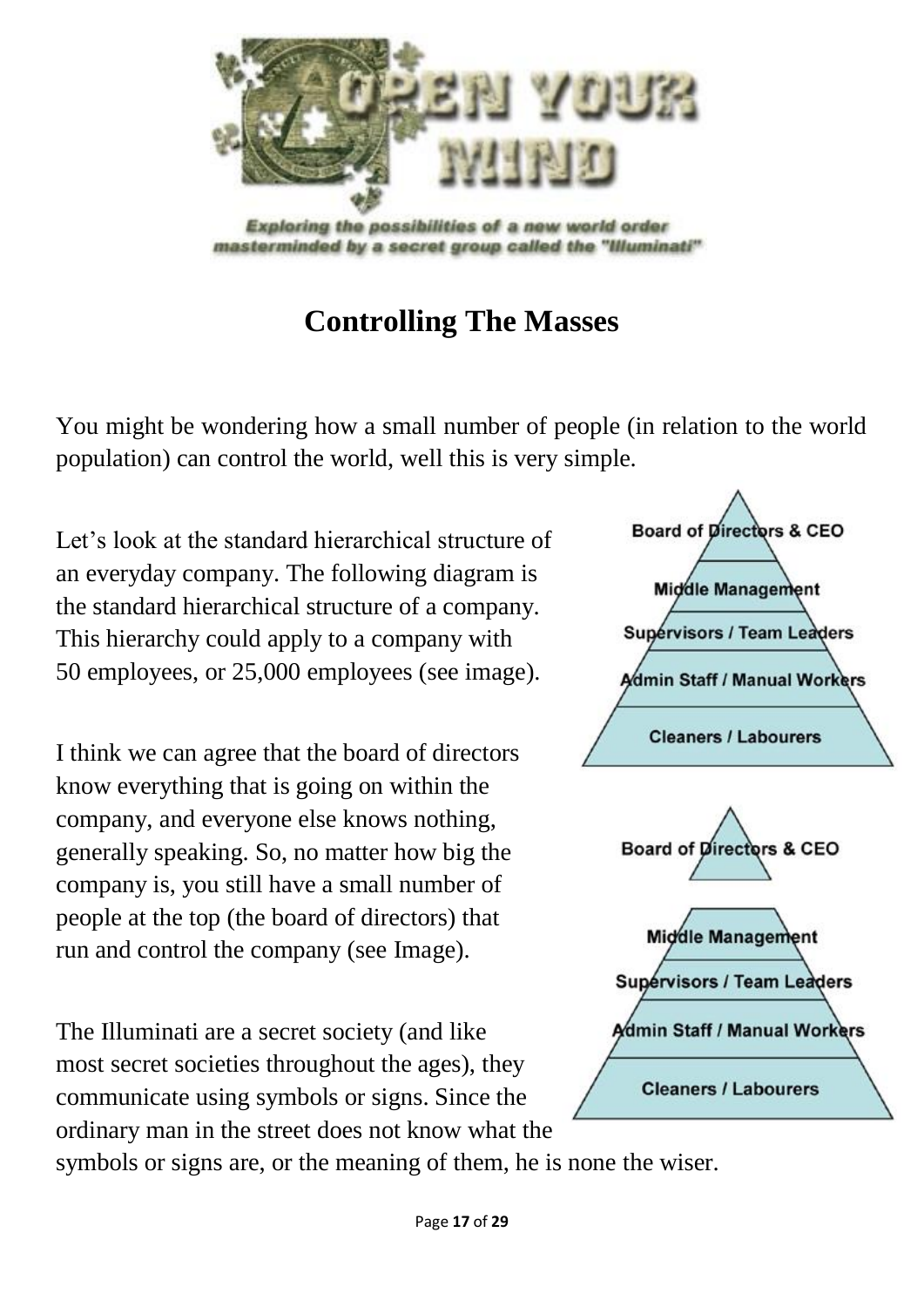# Controlling The Masses

You might be wondering how a small number of people (in relation to the world population) can control the world, well this is very simple.

Let's look at the standard hierarchical structure of an everyday company. The following diagram is the standard hierarchical structure of a company. This hierarchy could apply to a company with 50 employees, or 25,000 employees (see image).

Board of Directors & CEO
Middle Management
Supervisors / Team Leaders
Admin Staff / Manual Workers
Cleaners / Labourers

I think we can agree that the board of directors know everything that is going on within the company, and everyone else knows nothing, generally speaking. So, no matter how big the company is, you still have a small number of people at the top (the board of directors) that run and control the company (see Image).

Board of Directors & CEO
Middle Management
Supervisors / Team Leaders
Admin Staff / Manual Workers
Cleaners / Labourers

The Illuminati are a secret society (and like most secret societies throughout the ages), they communicate using symbols or signs. Since the ordinary man in the street does not know what the symbols or signs are, or the meaning of them, he is none the wiser.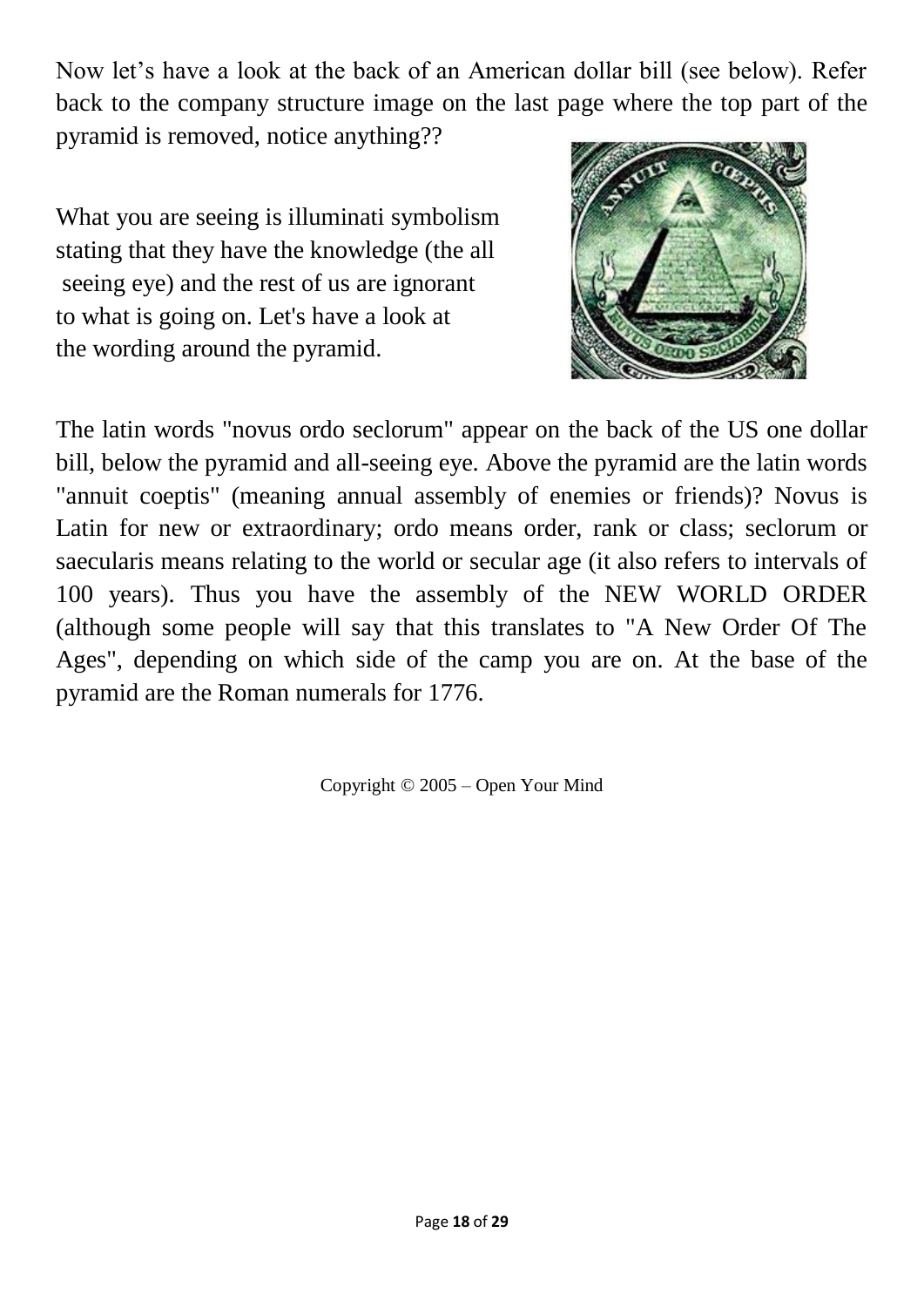Now let's have a look at the back of an American dollar bill (see below). Refer back to the company structure image on the last page where the top part of the pyramid is removed, notice anything??

What you are seeing is illuminati symbolism stating that they have the knowledge (the all seeing eye) and the rest of us are ignorant to what is going on. Let's have a look at the wording around the pyramid.

The latin words "novus ordo seclorum" appear on the back of the US one dollar bill, below the pyramid and all-seeing eye. Above the pyramid are the latin words "annuit coeptis" (meaning annual assembly of enemies or friends)? Novus is Latin for new or extraordinary; ordo means order, rank or class; seclorum or saecularis means relating to the world or secular age (it also refers to intervals of 100 years). Thus you have the assembly of the NEW WORLD ORDER (although some people will say that this translates to "A New Order Of The Ages", depending on which side of the camp you are on. At the base of the pyramid are the Roman numerals for 1776.

Copyright © 2005 – Open Your Mind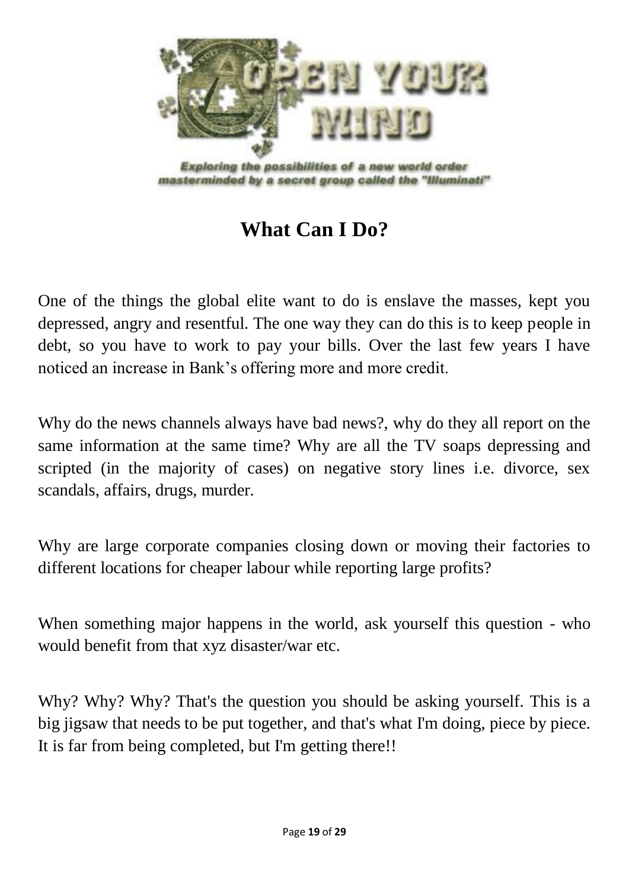Exploring the possibilities of a new world order masterminded by a secret group called the "Illuminati"

# What Can I Do?

One of the things the global elite want to do is enslave the masses, kept you depressed, angry and resentful. The one way they can do this is to keep people in debt, so you have to work to pay your bills. Over the last few years I have noticed an increase in Bank's offering more and more credit.

Why do the news channels always have bad news?, why do they all report on the same information at the same time? Why are all the TV soaps depressing and scripted (in the majority of cases) on negative story lines i.e. divorce, sex scandals, affairs, drugs, murder.

Why are large corporate companies closing down or moving their factories to different locations for cheaper labour while reporting large profits?

When something major happens in the world, ask yourself this question - who would benefit from that xyz disaster/war etc.

Why? Why? Why? That's the question you should be asking yourself. This is a big jigsaw that needs to be put together, and that's what I'm doing, piece by piece. It is far from being completed, but I'm getting there!!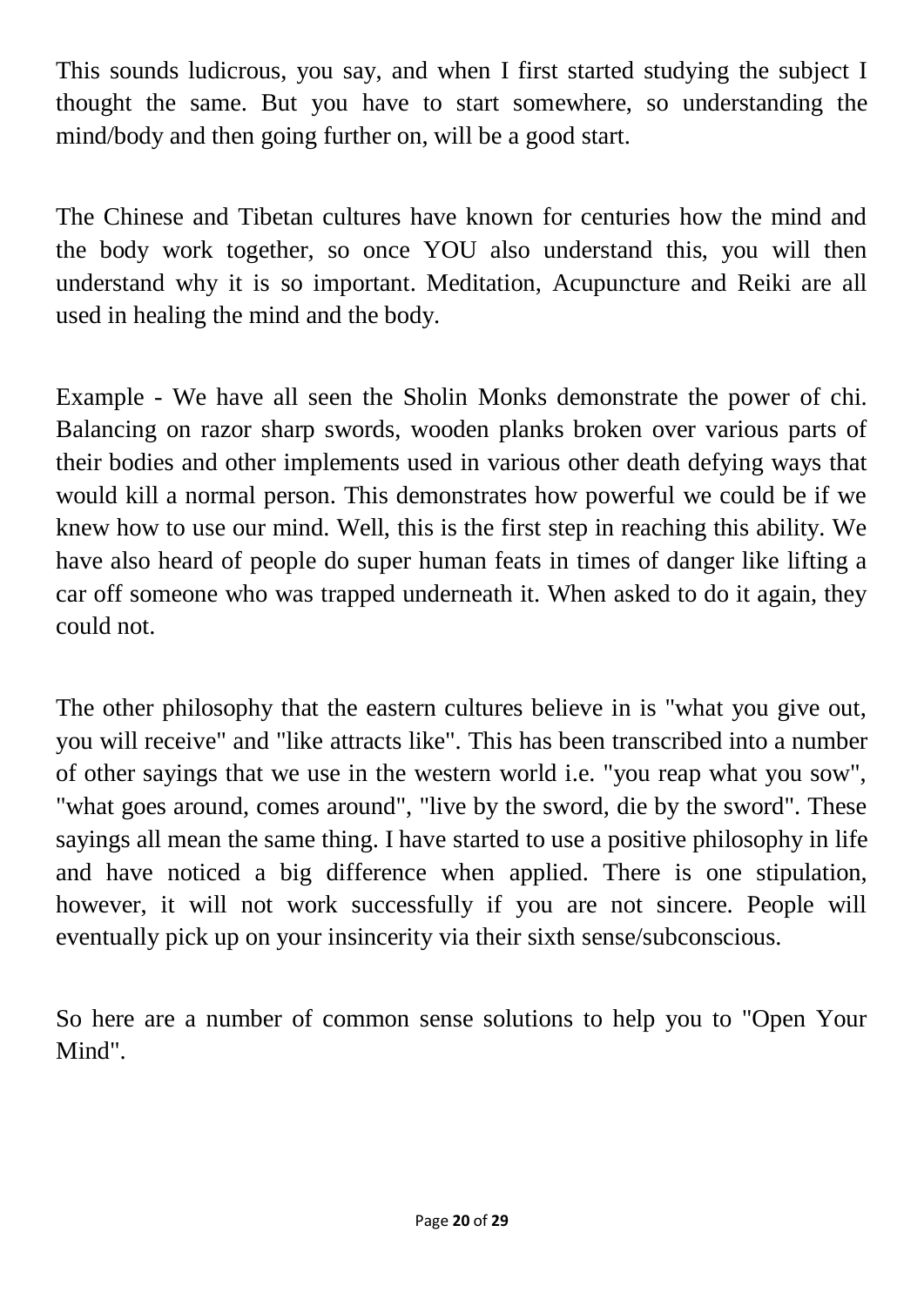This sounds ludicrous, you say, and when I first started studying the subject I thought the same. But you have to start somewhere, so understanding the mind/body and then going further on, will be a good start.

The Chinese and Tibetan cultures have known for centuries how the mind and the body work together, so once YOU also understand this, you will then understand why it is so important. Meditation, Acupuncture and Reiki are all used in healing the mind and the body.

Example - We have all seen the Sholin Monks demonstrate the power of chi. Balancing on razor sharp swords, wooden planks broken over various parts of their bodies and other implements used in various other death defying ways that would kill a normal person. This demonstrates how powerful we could be if we knew how to use our mind. Well, this is the first step in reaching this ability. We have also heard of people do super human feats in times of danger like lifting a car off someone who was trapped underneath it. When asked to do it again, they could not.

The other philosophy that the eastern cultures believe in is "what you give out, you will receive" and "like attracts like". This has been transcribed into a number of other sayings that we use in the western world i.e. "you reap what you sow", "what goes around, comes around", "live by the sword, die by the sword". These sayings all mean the same thing. I have started to use a positive philosophy in life and have noticed a big difference when applied. There is one stipulation, however, it will not work successfully if you are not sincere. People will eventually pick up on your insincerity via their sixth sense/subconscious.

So here are a number of common sense solutions to help you to "Open Your Mind".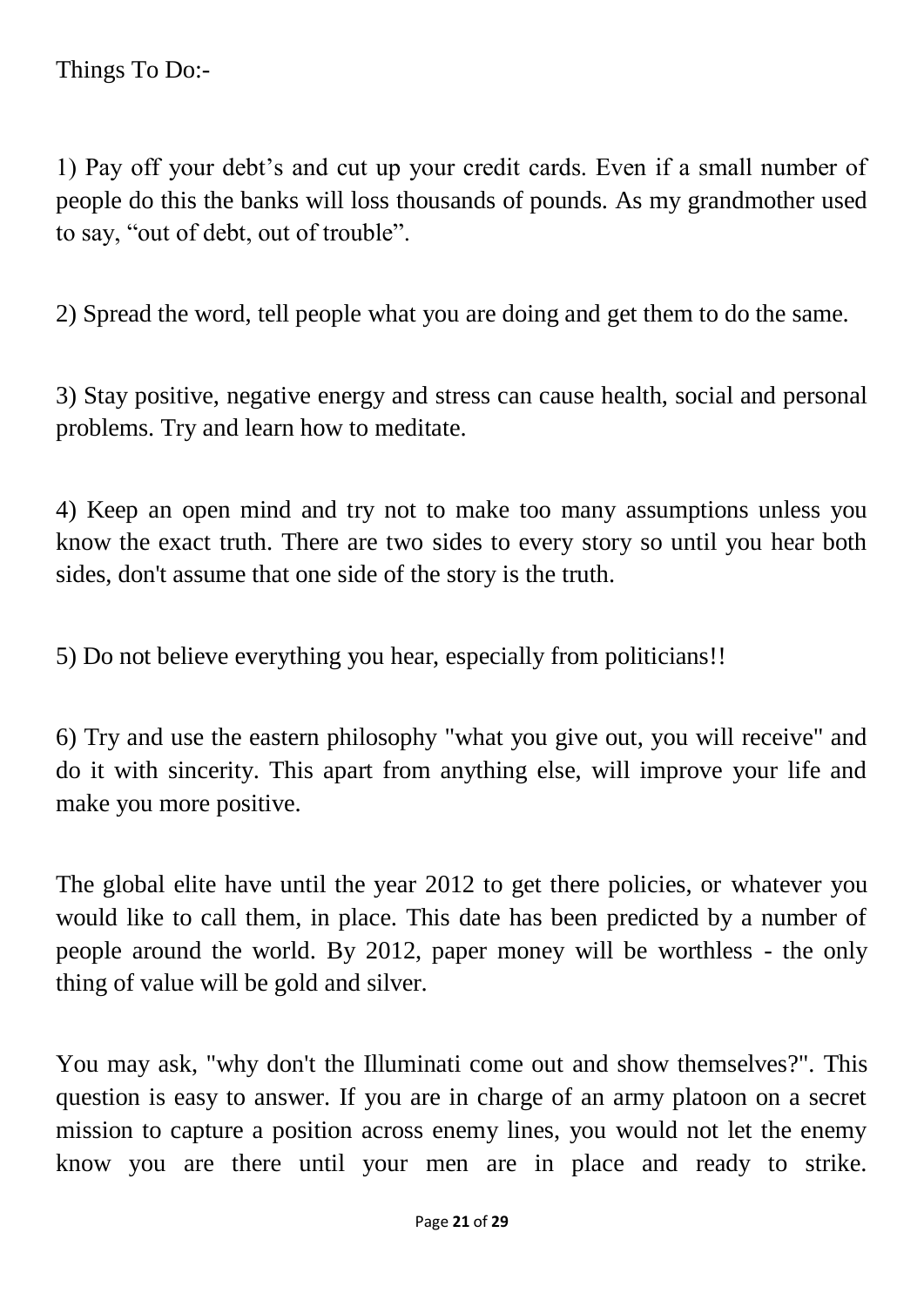Things To Do:-

1) Pay off your debt's and cut up your credit cards. Even if a small number of people do this the banks will loss thousands of pounds. As my grandmother used to say, "out of debt, out of trouble".

2) Spread the word, tell people what you are doing and get them to do the same.

3) Stay positive, negative energy and stress can cause health, social and personal problems. Try and learn how to meditate.

4) Keep an open mind and try not to make too many assumptions unless you know the exact truth. There are two sides to every story so until you hear both sides, don't assume that one side of the story is the truth.

5) Do not believe everything you hear, especially from politicians!!

6) Try and use the eastern philosophy "what you give out, you will receive" and do it with sincerity. This apart from anything else, will improve your life and make you more positive.

The global elite have until the year 2012 to get there policies, or whatever you would like to call them, in place. This date has been predicted by a number of people around the world. By 2012, paper money will be worthless - the only thing of value will be gold and silver.

You may ask, "why don't the Illuminati come out and show themselves?". This question is easy to answer. If you are in charge of an army platoon on a secret mission to capture a position across enemy lines, you would not let the enemy know you are there until your men are in place and ready to strike.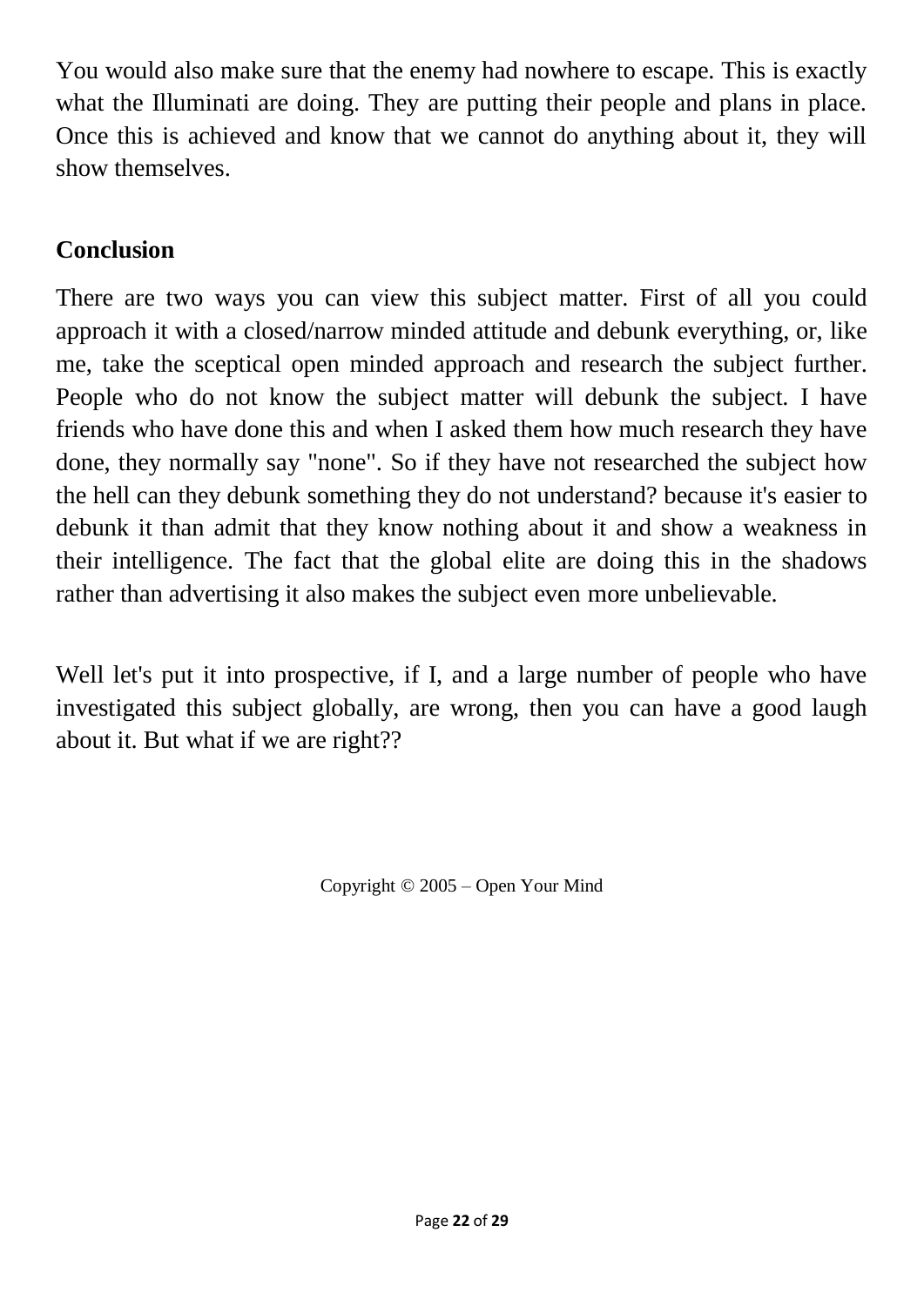You would also make sure that the enemy had nowhere to escape. This is exactly what the Illuminati are doing. They are putting their people and plans in place. Once this is achieved and know that we cannot do anything about it, they will show themselves.

## Conclusion

There are two ways you can view this subject matter. First of all you could approach it with a closed/narrow minded attitude and debunk everything, or, like me, take the sceptical open minded approach and research the subject further. People who do not know the subject matter will debunk the subject. I have friends who have done this and when I asked them how much research they have done, they normally say "none". So if they have not researched the subject how the hell can they debunk something they do not understand? because it's easier to debunk it than admit that they know nothing about it and show a weakness in their intelligence. The fact that the global elite are doing this in the shadows rather than advertising it also makes the subject even more unbelievable.

Well let's put it into prospective, if I, and a large number of people who have investigated this subject globally, are wrong, then you can have a good laugh about it. But what if we are right??

Copyright © 2005 – Open Your Mind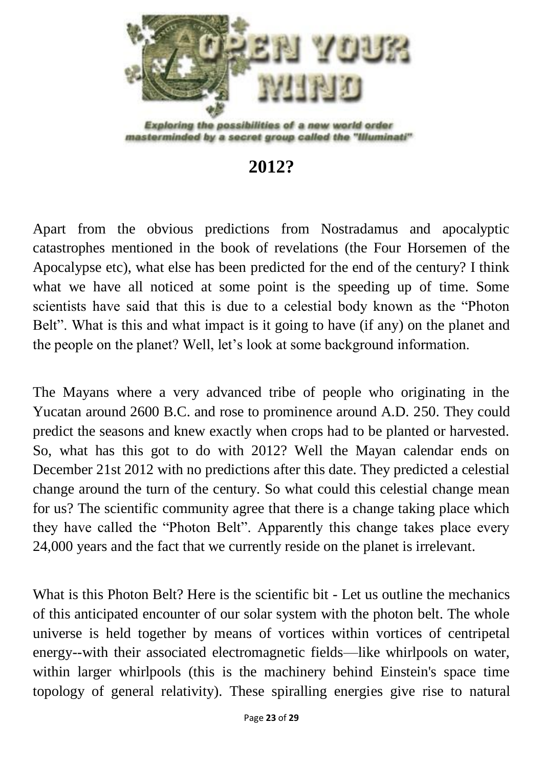# 2012?

Apart from the obvious predictions from Nostradamus and apocalyptic catastrophes mentioned in the book of revelations (the Four Horsemen of the Apocalypse etc), what else has been predicted for the end of the century? I think what we have all noticed at some point is the speeding up of time. Some scientists have said that this is due to a celestial body known as the "Photon Belt". What is this and what impact is it going to have (if any) on the planet and the people on the planet? Well, let's look at some background information.

The Mayans where a very advanced tribe of people who originating in the Yucatan around 2600 B.C. and rose to prominence around A.D. 250. They could predict the seasons and knew exactly when crops had to be planted or harvested. So, what has this got to do with 2012? Well the Mayan calendar ends on December 21st 2012 with no predictions after this date. They predicted a celestial change around the turn of the century. So what could this celestial change mean for us? The scientific community agree that there is a change taking place which they have called the "Photon Belt". Apparently this change takes place every 24,000 years and the fact that we currently reside on the planet is irrelevant.

What is this Photon Belt? Here is the scientific bit - Let us outline the mechanics of this anticipated encounter of our solar system with the photon belt. The whole universe is held together by means of vortices within vortices of centripetal energy--with their associated electromagnetic fields—like whirlpools on water, within larger whirlpools (this is the machinery behind Einstein's space time topology of general relativity). These spiralling energies give rise to natural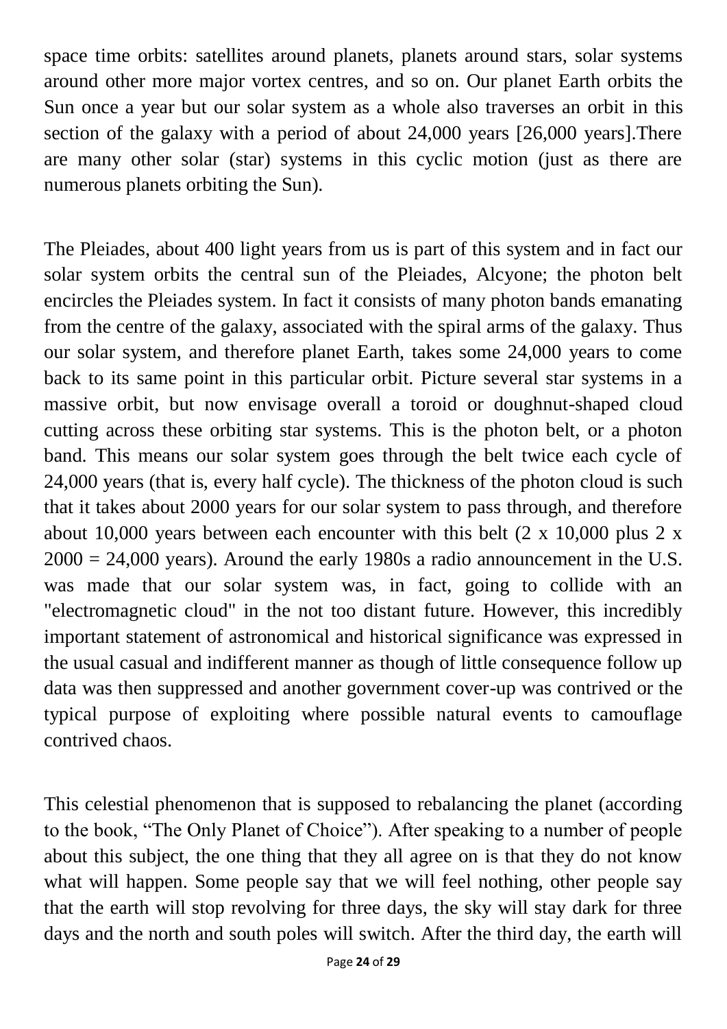space time orbits: satellites around planets, planets around stars, solar systems around other more major vortex centres, and so on. Our planet Earth orbits the Sun once a year but our solar system as a whole also traverses an orbit in this section of the galaxy with a period of about 24,000 years [26,000 years].There are many other solar (star) systems in this cyclic motion (just as there are numerous planets orbiting the Sun).

The Pleiades, about 400 light years from us is part of this system and in fact our solar system orbits the central sun of the Pleiades, Alcyone; the photon belt encircles the Pleiades system. In fact it consists of many photon bands emanating from the centre of the galaxy, associated with the spiral arms of the galaxy. Thus our solar system, and therefore planet Earth, takes some 24,000 years to come back to its same point in this particular orbit. Picture several star systems in a massive orbit, but now envisage overall a toroid or doughnut-shaped cloud cutting across these orbiting star systems. This is the photon belt, or a photon band. This means our solar system goes through the belt twice each cycle of 24,000 years (that is, every half cycle). The thickness of the photon cloud is such that it takes about 2000 years for our solar system to pass through, and therefore about 10,000 years between each encounter with this belt (2 x 10,000 plus 2 x 2000 = 24,000 years). Around the early 1980s a radio announcement in the U.S. was made that our solar system was, in fact, going to collide with an "electromagnetic cloud" in the not too distant future. However, this incredibly important statement of astronomical and historical significance was expressed in the usual casual and indifferent manner as though of little consequence follow up data was then suppressed and another government cover-up was contrived or the typical purpose of exploiting where possible natural events to camouflage contrived chaos.

This celestial phenomenon that is supposed to rebalancing the planet (according to the book, "The Only Planet of Choice"). After speaking to a number of people about this subject, the one thing that they all agree on is that they do not know what will happen. Some people say that we will feel nothing, other people say that the earth will stop revolving for three days, the sky will stay dark for three days and the north and south poles will switch. After the third day, the earth will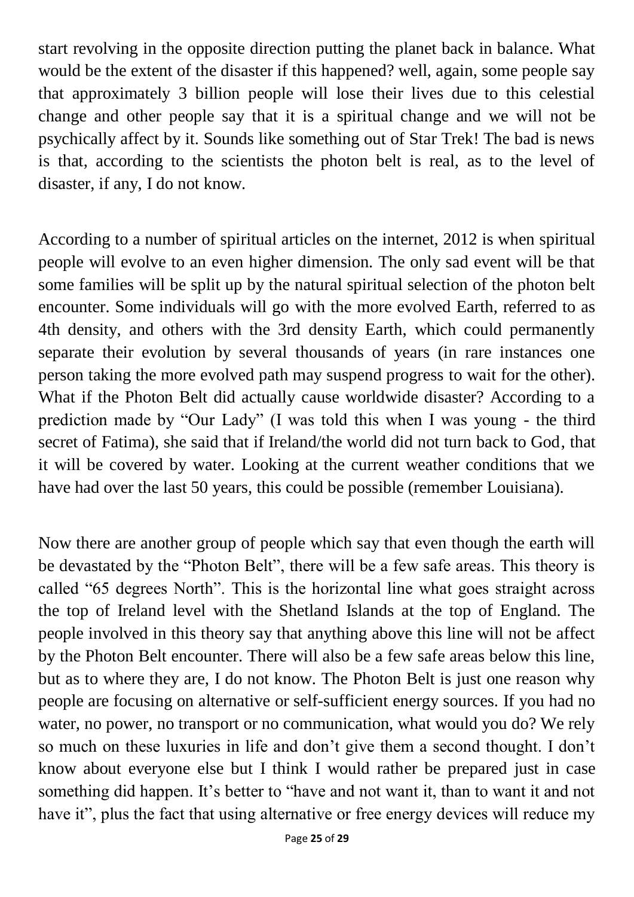start revolving in the opposite direction putting the planet back in balance. What would be the extent of the disaster if this happened? well, again, some people say that approximately 3 billion people will lose their lives due to this celestial change and other people say that it is a spiritual change and we will not be psychically affect by it. Sounds like something out of Star Trek! The bad is news is that, according to the scientists the photon belt is real, as to the level of disaster, if any, I do not know.

According to a number of spiritual articles on the internet, 2012 is when spiritual people will evolve to an even higher dimension. The only sad event will be that some families will be split up by the natural spiritual selection of the photon belt encounter. Some individuals will go with the more evolved Earth, referred to as 4th density, and others with the 3rd density Earth, which could permanently separate their evolution by several thousands of years (in rare instances one person taking the more evolved path may suspend progress to wait for the other). What if the Photon Belt did actually cause worldwide disaster? According to a prediction made by "Our Lady" (I was told this when I was young - the third secret of Fatima), she said that if Ireland/the world did not turn back to God, that it will be covered by water. Looking at the current weather conditions that we have had over the last 50 years, this could be possible (remember Louisiana).

Now there are another group of people which say that even though the earth will be devastated by the "Photon Belt", there will be a few safe areas. This theory is called "65 degrees North". This is the horizontal line what goes straight across the top of Ireland level with the Shetland Islands at the top of England. The people involved in this theory say that anything above this line will not be affect by the Photon Belt encounter. There will also be a few safe areas below this line, but as to where they are, I do not know. The Photon Belt is just one reason why people are focusing on alternative or self-sufficient energy sources. If you had no water, no power, no transport or no communication, what would you do? We rely so much on these luxuries in life and don't give them a second thought. I don't know about everyone else but I think I would rather be prepared just in case something did happen. It's better to "have and not want it, than to want it and not have it", plus the fact that using alternative or free energy devices will reduce my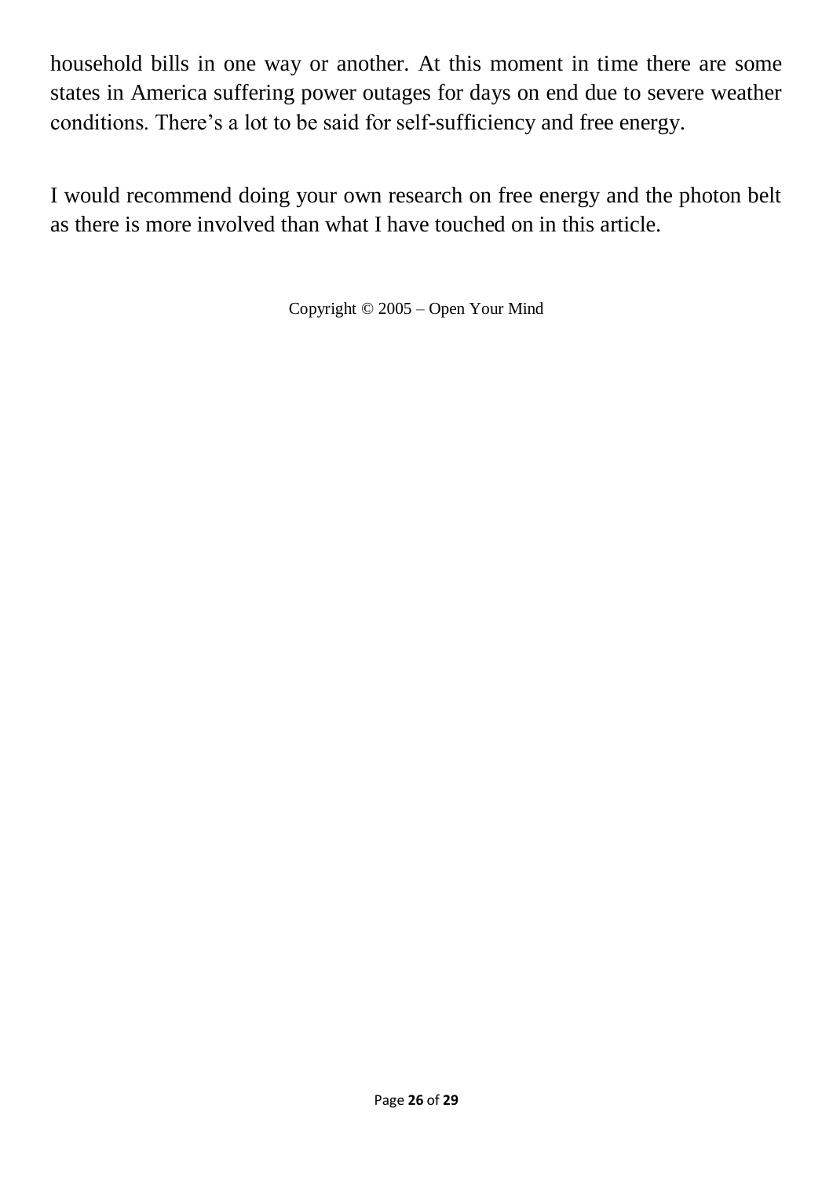household bills in one way or another. At this moment in time there are some states in America suffering power outages for days on end due to severe weather conditions. There's a lot to be said for self-sufficiency and free energy.

I would recommend doing your own research on free energy and the photon belt as there is more involved than what I have touched on in this article.

Copyright © 2005 – Open Your Mind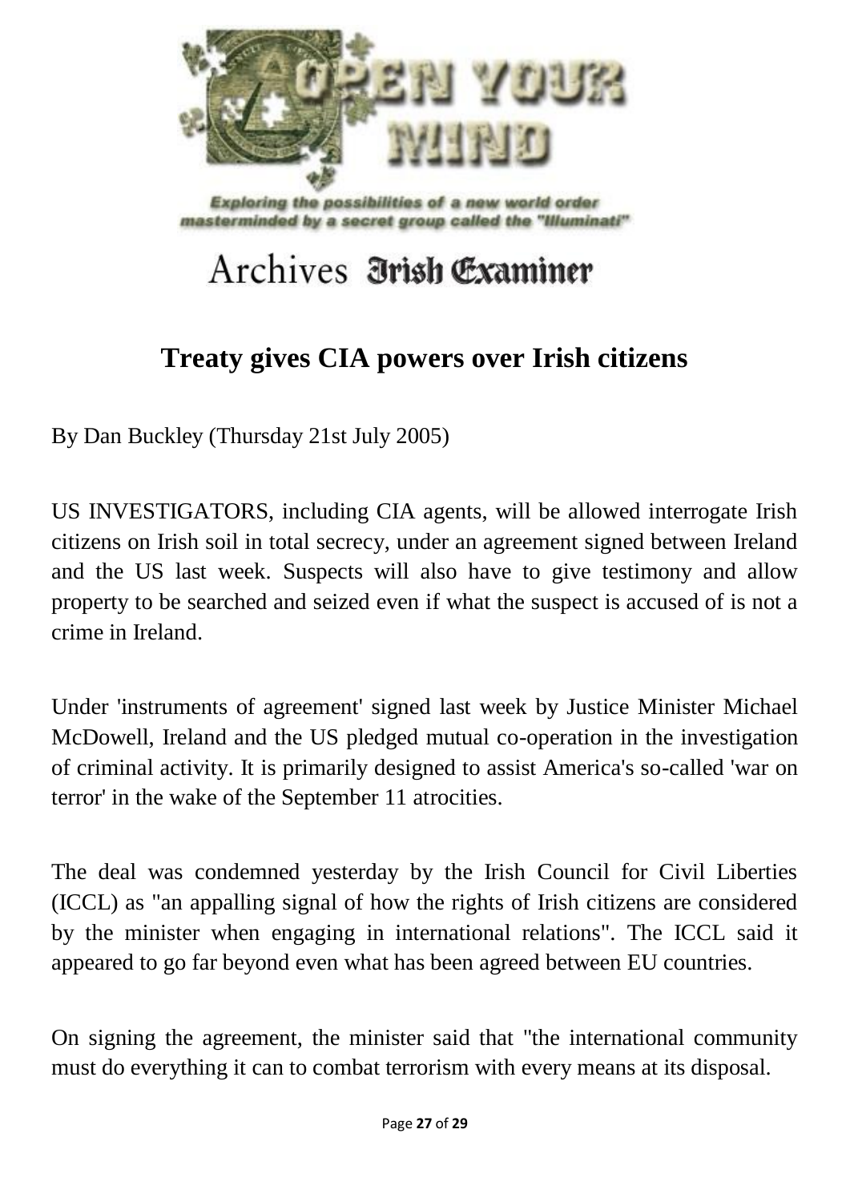OPEN YOUR MIND

Exploring the possibilities of a new world order masterminded by a secret group called the "Illuminati"

Archives Irish Examiner

# Treaty gives CIA powers over Irish citizens

By Dan Buckley (Thursday 21st July 2005)

US INVESTIGATORS, including CIA agents, will be allowed interrogate Irish citizens on Irish soil in total secrecy, under an agreement signed between Ireland and the US last week. Suspects will also have to give testimony and allow property to be searched and seized even if what the suspect is accused of is not a crime in Ireland.

Under 'instruments of agreement' signed last week by Justice Minister Michael McDowell, Ireland and the US pledged mutual co-operation in the investigation of criminal activity. It is primarily designed to assist America's so-called 'war on terror' in the wake of the September 11 atrocities.

The deal was condemned yesterday by the Irish Council for Civil Liberties (ICCL) as "an appalling signal of how the rights of Irish citizens are considered by the minister when engaging in international relations". The ICCL said it appeared to go far beyond even what has been agreed between EU countries.

On signing the agreement, the minister said that "the international community must do everything it can to combat terrorism with every means at its disposal.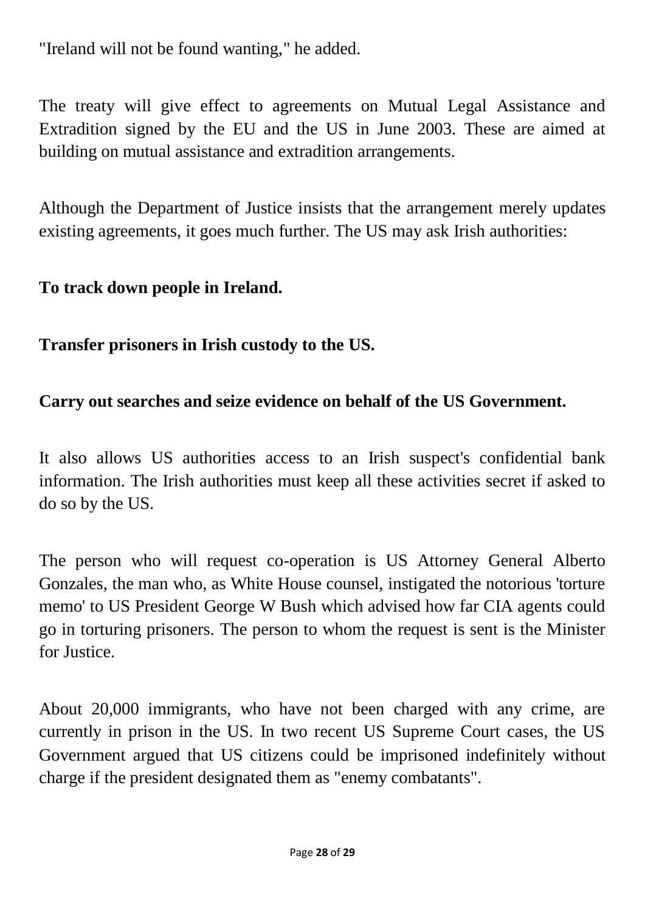"Ireland will not be found wanting," he added.

The treaty will give effect to agreements on Mutual Legal Assistance and Extradition signed by the EU and the US in June 2003. These are aimed at building on mutual assistance and extradition arrangements.

Although the Department of Justice insists that the arrangement merely updates existing agreements, it goes much further. The US may ask Irish authorities:

**To track down people in Ireland.**

**Transfer prisoners in Irish custody to the US.**

**Carry out searches and seize evidence on behalf of the US Government.**

It also allows US authorities access to an Irish suspect's confidential bank information. The Irish authorities must keep all these activities secret if asked to do so by the US.

The person who will request co-operation is US Attorney General Alberto Gonzales, the man who, as White House counsel, instigated the notorious 'torture memo' to US President George W Bush which advised how far CIA agents could go in torturing prisoners. The person to whom the request is sent is the Minister for Justice.

About 20,000 immigrants, who have not been charged with any crime, are currently in prison in the US. In two recent US Supreme Court cases, the US Government argued that US citizens could be imprisoned indefinitely without charge if the president designated them as "enemy combatants".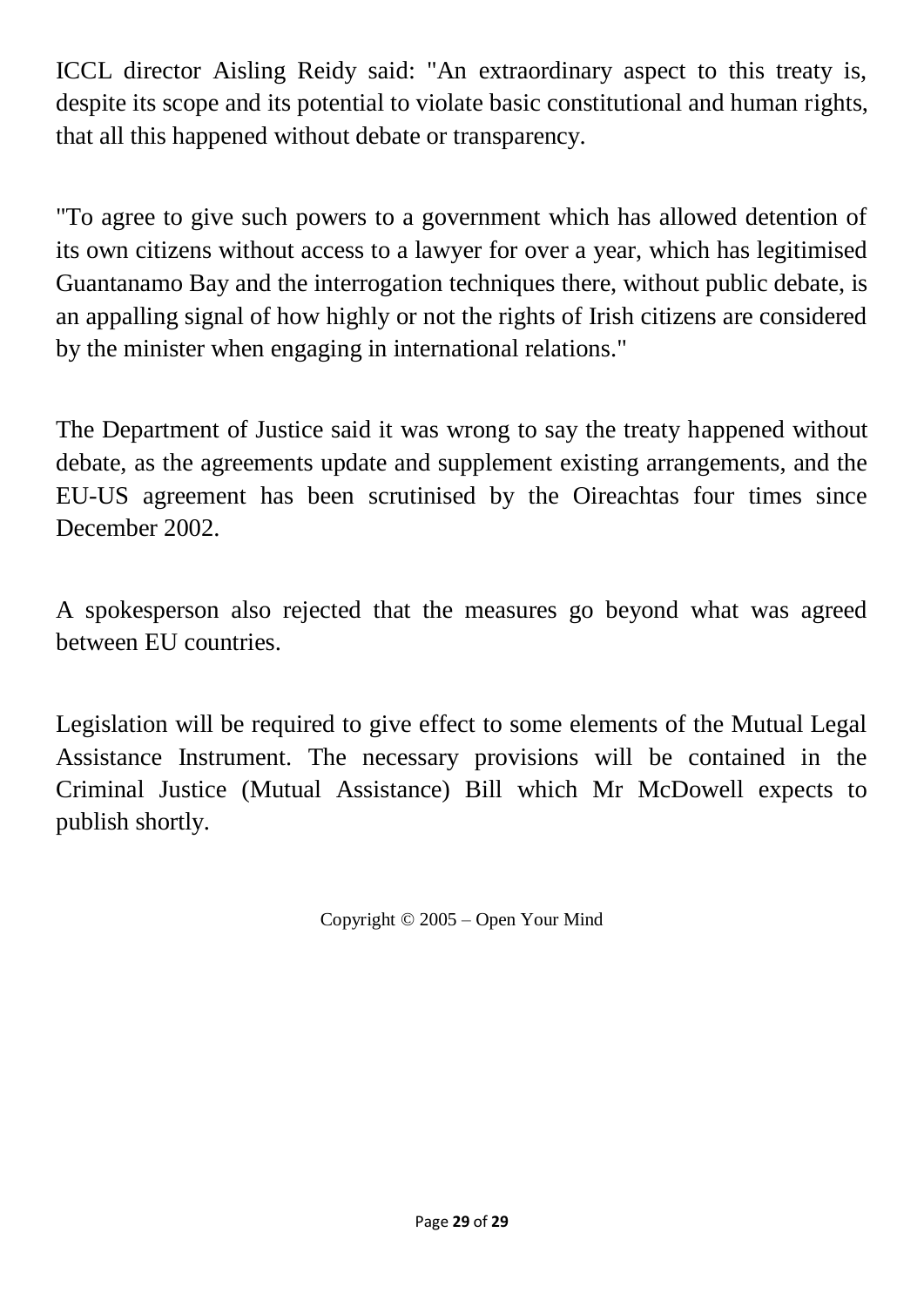ICCL director Aisling Reidy said: "An extraordinary aspect to this treaty is, despite its scope and its potential to violate basic constitutional and human rights, that all this happened without debate or transparency.

"To agree to give such powers to a government which has allowed detention of its own citizens without access to a lawyer for over a year, which has legitimised Guantanamo Bay and the interrogation techniques there, without public debate, is an appalling signal of how highly or not the rights of Irish citizens are considered by the minister when engaging in international relations."

The Department of Justice said it was wrong to say the treaty happened without debate, as the agreements update and supplement existing arrangements, and the EU-US agreement has been scrutinised by the Oireachtas four times since December 2002.

A spokesperson also rejected that the measures go beyond what was agreed between EU countries.

Legislation will be required to give effect to some elements of the Mutual Legal Assistance Instrument. The necessary provisions will be contained in the Criminal Justice (Mutual Assistance) Bill which Mr McDowell expects to publish shortly.

Copyright © 2005 – Open Your Mind